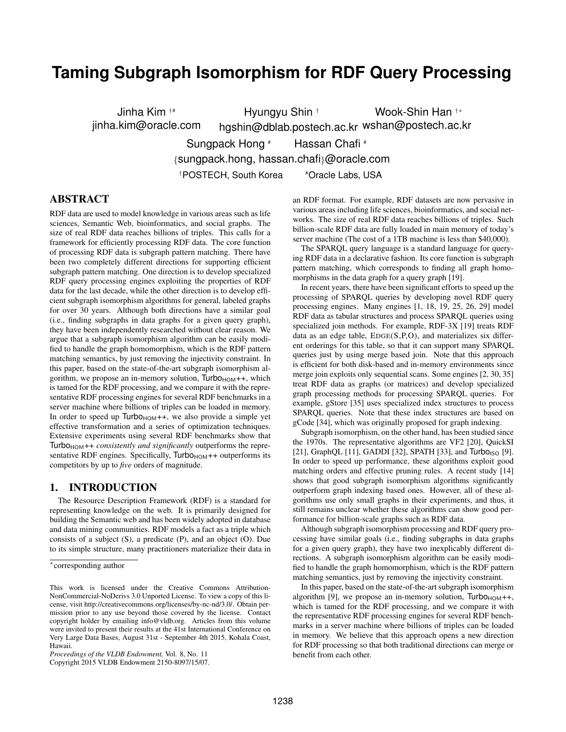# Taming Subgraph Isomorphism for RDF Query Processing

Jinha Kim [†#]
jinha.kim@oracle.com

Hyungyu Shin [†]
hgshin@dblab.postech.ac.kr

Wook-Shin Han [†*]
wshan@postech.ac.kr

Sungpack Hong [#] Hassan Chafi [#]
{sungpack.hong, hassan.chafi}@oracle.com

[†]POSTECH, South Korea [#]Oracle Labs, USA

## ABSTRACT

RDF data are used to model knowledge in various areas such as life sciences, Semantic Web, bioinformatics, and social graphs. The size of real RDF data reaches billions of triples. This calls for a framework for efficiently processing RDF data. The core function of processing RDF data is subgraph pattern matching. There have been two completely different directions for supporting efficient subgraph pattern matching. One direction is to develop specialized RDF query processing engines exploiting the properties of RDF data for the last decade, while the other direction is to develop efficient subgraph isomorphism algorithms for general, labeled graphs for over 30 years. Although both directions have a similar goal (i.e., finding subgraphs in data graphs for a given query graph), they have been independently researched without clear reason. We argue that a subgraph isomorphism algorithm can be easily modified to handle the graph homomorphism, which is the RDF pattern matching semantics, by just removing the injectivity constraint. In this paper, based on the state-of-the-art subgraph isomorphism algorithm, we propose an in-memory solution, $\text{Turbo}_{\text{HOM}}$++, which is tamed for the RDF processing, and we compare it with the representative RDF processing engines for several RDF benchmarks in a server machine where billions of triples can be loaded in memory. In order to speed up $\text{Turbo}_{\text{HOM}}$++, we also provide a simple yet effective transformation and a series of optimization techniques. Extensive experiments using several RDF benchmarks show that $\text{Turbo}_{\text{HOM}}$++ *consistently and significantly* outperforms the representative RDF engines. Specifically, $\text{Turbo}_{\text{HOM}}$++ outperforms its competitors by up to *five* orders of magnitude.

## 1. INTRODUCTION

The Resource Description Framework (RDF) is a standard for representing knowledge on the web. It is primarily designed for building the Semantic web and has been widely adopted in database and data mining communities. RDF models a fact as a triple which consists of a subject (S), a predicate (P), and an object (O). Due to its simple structure, many practitioners materialize their data in an RDF format. For example, RDF datasets are now pervasive in various areas including life sciences, bioinformatics, and social networks. The size of real RDF data reaches billions of triples. Such billion-scale RDF data are fully loaded in main memory of today's server machine (The cost of a 1TB machine is less than $40,000).

The SPARQL query language is a standard language for querying RDF data in a declarative fashion. Its core function is subgraph pattern matching, which corresponds to finding all graph homomorphisms in the data graph for a query graph [19].

In recent years, there have been significant efforts to speed up the processing of SPARQL queries by developing novel RDF query processing engines. Many engines [1, 18, 19, 25, 26, 29] model RDF data as tabular structures and process SPARQL queries using specialized join methods. For example, RDF-3X [19] treats RDF data as an edge table, EDGE(S,P,O), and materializes six different orderings for this table, so that it can support many SPARQL queries just by using merge based join. Note that this approach is efficient for both disk-based and in-memory environments since merge join exploits only sequential scans. Some engines [2, 30, 35] treat RDF data as graphs (or matrices) and develop specialized graph processing methods for processing SPARQL queries. For example, gStore [35] uses specialized index structures to process SPARQL queries. Note that these index structures are based on gCode [34], which was originally proposed for graph indexing.

Subgraph isomorphism, on the other hand, has been studied since the 1970s. The representative algorithms are VF2 [20], QuickSI [21], GraphQL [11], GADDI [32], SPATH [33], and $\text{Turbo}_{\text{ISO}}$ [9]. In order to speed up performance, these algorithms exploit good matching orders and effective pruning rules. A recent study [14] shows that good subgraph isomorphism algorithms significantly outperform graph indexing based ones. However, all of these algorithms use only small graphs in their experiments, and thus, it still remains unclear whether these algorithms can show good performance for billion-scale graphs such as RDF data.

Although subgraph isomorphism processing and RDF query processing have similar goals (i.e., finding subgraphs in data graphs for a given query graph), they have two inexplicably different directions. A subgraph isomorphism algorithm can be easily modified to handle the graph homomorphism, which is the RDF pattern matching semantics, just by removing the injectivity constraint.

In this paper, based on the state-of-the-art subgraph isomorphism algorithm [9], we propose an in-memory solution, $\text{Turbo}_{\text{HOM}}$++, which is tamed for the RDF processing, and we compare it with the representative RDF processing engines for several RDF benchmarks in a server machine where billions of triples can be loaded in memory. We believe that this approach opens a new direction for RDF processing so that both traditional directions can merge or benefit from each other.

*corresponding author

This work is licensed under the Creative Commons Attribution-NonCommercial-NoDerivs 3.0 Unported License. To view a copy of this license, visit http://creativecommons.org/licenses/by-nc-nd/3.0/. Obtain permission prior to any use beyond those covered by the license. Contact copyright holder by emailing info@vldb.org. Articles from this volume were invited to present their results at the 41st International Conference on Very Large Data Bases, August 31st - September 4th 2015, Kohala Coast, Hawaii.
*Proceedings of the VLDB Endowment,* Vol. 8, No. 11
Copyright 2015 VLDB Endowment 2150-8097/15/07.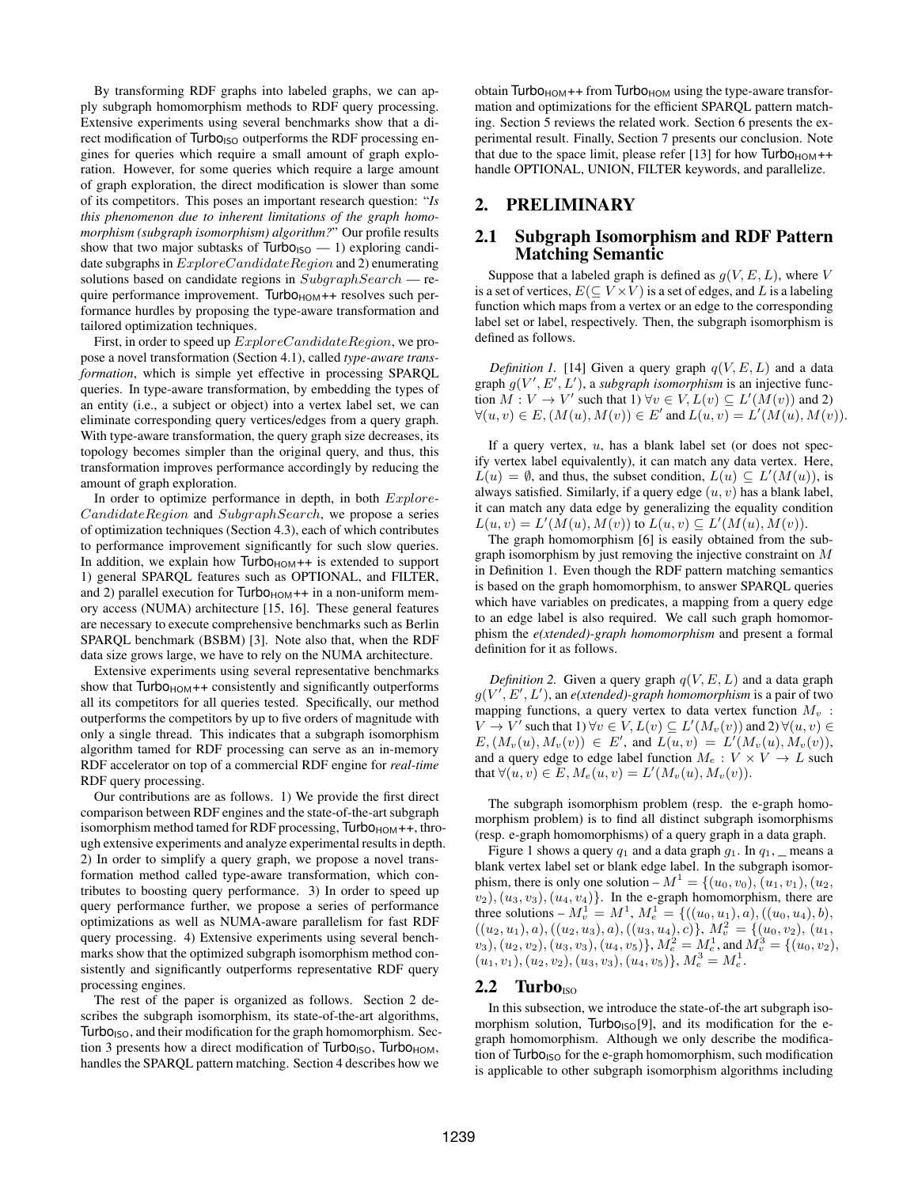By transforming RDF graphs into labeled graphs, we can apply subgraph homomorphism methods to RDF query processing. Extensive experiments using several benchmarks show that a direct modification of $\text{Turbo}_{\text{ISO}}$ outperforms the RDF processing engines for queries which require a small amount of graph exploration. However, for some queries which require a large amount of graph exploration, the direct modification is slower than some of its competitors. This poses an important research question: "*Is this phenomenon due to inherent limitations of the graph homomorphism (subgraph isomorphism) algorithm?*" Our profile results show that two major subtasks of $\text{Turbo}_{\text{ISO}}$ — 1) exploring candidate subgraphs in $ExploreCandidateRegion$ and 2) enumerating solutions based on candidate regions in $SubgraphSearch$ — require performance improvement. $\text{Turbo}_{\text{HOM}}$++ resolves such performance hurdles by proposing the type-aware transformation and tailored optimization techniques.

First, in order to speed up $ExploreCandidateRegion$, we propose a novel transformation (Section 4.1), called *type-aware transformation*, which is simple yet effective in processing SPARQL queries. In type-aware transformation, by embedding the types of an entity (i.e., a subject or object) into a vertex label set, we can eliminate corresponding query vertices/edges from a query graph. With type-aware transformation, the query graph size decreases, its topology becomes simpler than the original query, and thus, this transformation improves performance accordingly by reducing the amount of graph exploration.

In order to optimize performance in depth, in both $Explore$-$CandidateRegion$ and $SubgraphSearch$, we propose a series of optimization techniques (Section 4.3), each of which contributes to performance improvement significantly for such slow queries. In addition, we explain how $\text{Turbo}_{\text{HOM}}$++ is extended to support 1) general SPARQL features such as OPTIONAL, and FILTER, and 2) parallel execution for $\text{Turbo}_{\text{HOM}}$++ in a non-uniform memory access (NUMA) architecture [15, 16]. These general features are necessary to execute comprehensive benchmarks such as Berlin SPARQL benchmark (BSBM) [3]. Note also that, when the RDF data size grows large, we have to rely on the NUMA architecture.

Extensive experiments using several representative benchmarks show that $\text{Turbo}_{\text{HOM}}$++ consistently and significantly outperforms all its competitors for all queries tested. Specifically, our method outperforms the competitors by up to five orders of magnitude with only a single thread. This indicates that a subgraph isomorphism algorithm tamed for RDF processing can serve as an in-memory RDF accelerator on top of a commercial RDF engine for *real-time* RDF query processing.

Our contributions are as follows. 1) We provide the first direct comparison between RDF engines and the state-of-the-art subgraph isomorphism method tamed for RDF processing, $\text{Turbo}_{\text{HOM}}$++, through extensive experiments and analyze experimental results in depth. 2) In order to simplify a query graph, we propose a novel transformation method called type-aware transformation, which contributes to boosting query performance. 3) In order to speed up query performance further, we propose a series of performance optimizations as well as NUMA-aware parallelism for fast RDF query processing. 4) Extensive experiments using several benchmarks show that the optimized subgraph isomorphism method consistently and significantly outperforms representative RDF query processing engines.

The rest of the paper is organized as follows. Section 2 describes the subgraph isomorphism, its state-of-the-art algorithms, $\text{Turbo}_{\text{ISO}}$, and their modification for the graph homomorphism. Section 3 presents how a direct modification of $\text{Turbo}_{\text{ISO}}$, $\text{Turbo}_{\text{HOM}}$, handles the SPARQL pattern matching. Section 4 describes how we obtain $\text{Turbo}_{\text{HOM}}$++ from $\text{Turbo}_{\text{HOM}}$ using the type-aware transformation and optimizations for the efficient SPARQL pattern matching. Section 5 reviews the related work. Section 6 presents the experimental result. Finally, Section 7 presents our conclusion. Note that due to the space limit, please refer [13] for how $\text{Turbo}_{\text{HOM}}$++ handle OPTIONAL, UNION, FILTER keywords, and parallelize.

## 2. PRELIMINARY

### 2.1 Subgraph Isomorphism and RDF Pattern Matching Semantic

Suppose that a labeled graph is defined as $g(V, E, L)$, where $V$ is a set of vertices, $E(\subseteq V \times V)$ is a set of edges, and $L$ is a labeling function which maps from a vertex or an edge to the corresponding label set or label, respectively. Then, the subgraph isomorphism is defined as follows.

*Definition 1.* [14] Given a query graph $q(V, E, L)$ and a data graph $g(V', E', L')$, a *subgraph isomorphism* is an injective function $M : V \to V'$ such that 1) $\forall v \in V, L(v) \subseteq L'(M(v))$ and 2) $\forall(u, v) \in E, (M(u), M(v)) \in E'$ and $L(u, v) = L'(M(u), M(v))$.

If a query vertex, $u$, has a blank label set (or does not specify vertex label equivalently), it can match any data vertex. Here, $L(u) = \emptyset$, and thus, the subset condition, $L(u) \subseteq L'(M(u))$, is always satisfied. Similarly, if a query edge $(u, v)$ has a blank label, it can match any data edge by generalizing the equality condition $L(u, v) = L'(M(u), M(v))$ to $L(u, v) \subseteq L'(M(u), M(v))$.

The graph homomorphism [6] is easily obtained from the subgraph isomorphism by just removing the injective constraint on $M$ in Definition 1. Even though the RDF pattern matching semantics is based on the graph homomorphism, to answer SPARQL queries which have variables on predicates, a mapping from a query edge to an edge label is also required. We call such graph homomorphism the *e(xtended)-graph homomorphism* and present a formal definition for it as follows.

*Definition 2.* Given a query graph $q(V, E, L)$ and a data graph $g(V', E', L')$, an *e(xtended)-graph homomorphism* is a pair of two mapping functions, a query vertex to data vertex function $M_v : V \to V'$ such that 1) $\forall v \in V, L(v) \subseteq L'(M_v(v))$ and 2) $\forall(u, v) \in E, (M_v(u), M_v(v)) \in E'$, and $L(u, v) = L'(M_v(u), M_v(v))$, and a query edge to edge label function $M_e : V \times V \to L$ such that $\forall(u, v) \in E, M_e(u, v) = L'(M_v(u), M_v(v))$.

The subgraph isomorphism problem (resp. the e-graph homomorphism problem) is to find all distinct subgraph isomorphisms (resp. e-graph homomorphisms) of a query graph in a data graph.

Figure 1 shows a query $q_1$ and a data graph $g_1$. In $q_1$, _ means a blank vertex label set or blank edge label. In the subgraph isomorphism, there is only one solution – $M^1 = \{(u_0, v_0), (u_1, v_1), (u_2, v_2), (u_3, v_3), (u_4, v_4)\}$. In the e-graph homomorphism, there are three solutions – $M_v^1 = M^1$, $M_e^1 = \{((u_0, u_1), a), ((u_0, u_4), b), ((u_2, u_1), a), ((u_2, u_3), a), ((u_3, u_4), c)\}$, $M_v^2 = \{(u_0, v_2), (u_1, v_3), (u_2, v_2), (u_3, v_3), (u_4, v_5)\}$, $M_e^2 = M_e^1$, and $M_v^3 = \{(u_0, v_2), (u_1, v_1), (u_2, v_2), (u_3, v_3), (u_4, v_5)\}$, $M_e^3 = M_e^1$.

### 2.2 $\text{Turbo}_{\text{ISO}}$

In this subsection, we introduce the state-of-the art subgraph isomorphism solution, $\text{Turbo}_{\text{ISO}}$[9], and its modification for the e-graph homomorphism. Although we only describe the modification of $\text{Turbo}_{\text{ISO}}$ for the e-graph homomorphism, such modification is applicable to other subgraph isomorphism algorithms including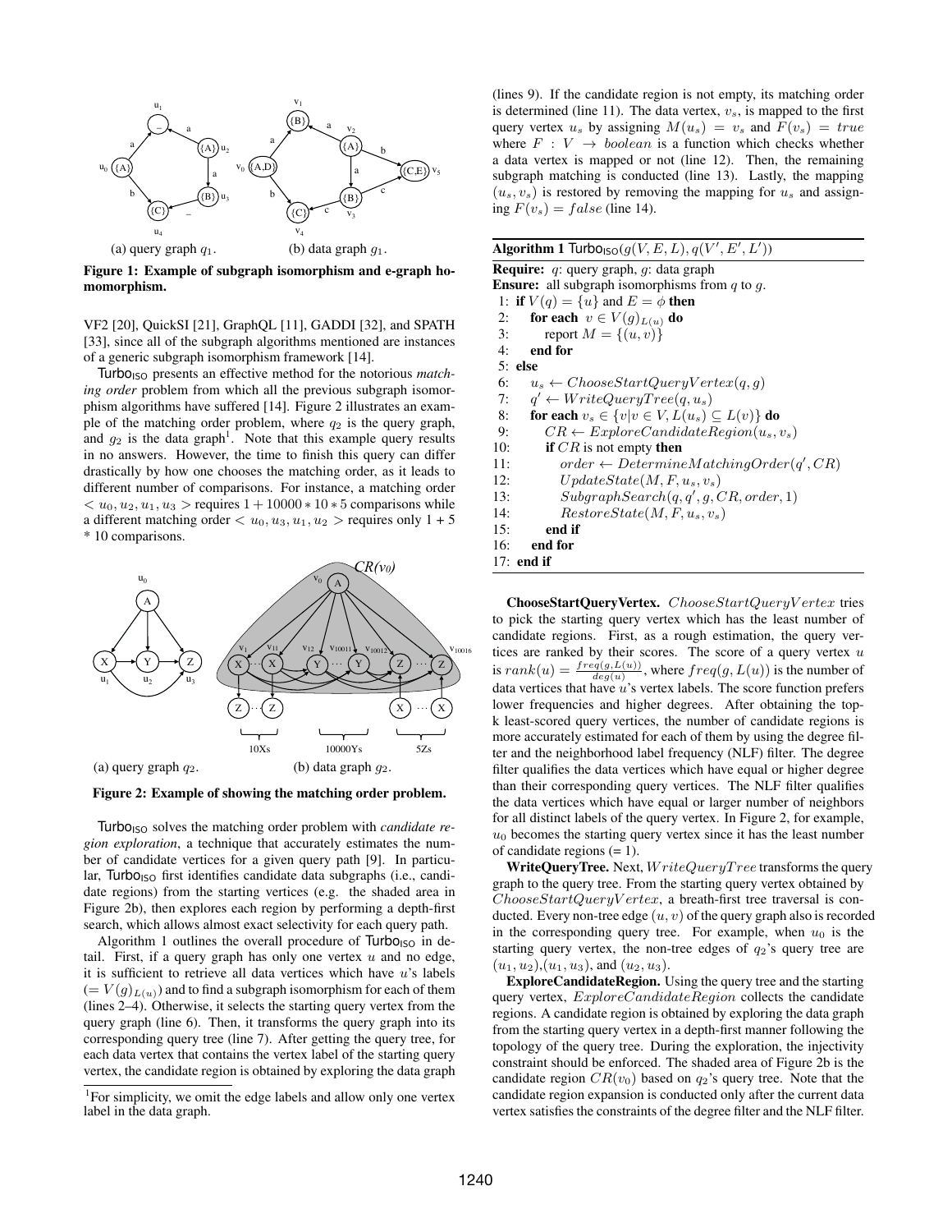(a) query graph $q_1$. (b) data graph $g_1$.

**Figure 1: Example of subgraph isomorphism and e-graph homomorphism.**

VF2 [20], QuickSI [21], GraphQL [11], GADDI [32], and SPATH [33], since all of the subgraph algorithms mentioned are instances of a generic subgraph isomorphism framework [14].

Turbo$_{ISO}$ presents an effective method for the notorious *matching order* problem from which all the previous subgraph isomorphism algorithms have suffered [14]. Figure 2 illustrates an example of the matching order problem, where $q_2$ is the query graph, and $g_2$ is the data graph[1]. Note that this example query results in no answers. However, the time to finish this query can differ drastically by how one chooses the matching order, as it leads to different number of comparisons. For instance, a matching order $< u_0, u_2, u_1, u_3 >$ requires $1 + 10000 * 10 * 5$ comparisons while a different matching order $< u_0, u_3, u_1, u_2 >$ requires only 1 + 5 * 10 comparisons.

(a) query graph $q_2$. (b) data graph $g_2$.

**Figure 2: Example of showing the matching order problem.**

Turbo$_{ISO}$ solves the matching order problem with *candidate region exploration*, a technique that accurately estimates the number of candidate vertices for a given query path [9]. In particular, Turbo$_{ISO}$ first identifies candidate data subgraphs (i.e., candidate regions) from the starting vertices (e.g. the shaded area in Figure 2b), then explores each region by performing a depth-first search, which allows almost exact selectivity for each query path.

Algorithm 1 outlines the overall procedure of Turbo$_{ISO}$ in detail. First, if a query graph has only one vertex $u$ and no edge, it is sufficient to retrieve all data vertices which have $u$'s labels ($= V(g)_{L(u)}$) and to find a subgraph isomorphism for each of them (lines 2–4). Otherwise, it selects the starting query vertex from the query graph (line 6). Then, it transforms the query graph into its corresponding query tree (line 7). After getting the query tree, for each data vertex that contains the vertex label of the starting query vertex, the candidate region is obtained by exploring the data graph (lines 9). If the candidate region is not empty, its matching order is determined (line 11). The data vertex, $v_s$, is mapped to the first query vertex $u_s$ by assigning $M(u_s) = v_s$ and $F(v_s) = true$ where $F : V \rightarrow boolean$ is a function which checks whether a data vertex is mapped or not (line 12). Then, the remaining subgraph matching is conducted (line 13). Lastly, the mapping $(u_s, v_s)$ is restored by removing the mapping for $u_s$ and assigning $F(v_s) = false$ (line 14).

[1] For simplicity, we omit the edge labels and allow only one vertex label in the data graph.

**Algorithm 1** Turbo$_{ISO}$$(g(V, E, L), q(V', E', L'))$

**Require:** $q$: query graph, $g$: data graph
**Ensure:** all subgraph isomorphisms from $q$ to $g$.

```
 1: if V(q) = {u} and E = φ then
 2:    for each v ∈ V(g)_{L(u)} do
 3:       report M = {(u, v)}
 4:    end for
 5: else
 6:    u_s ← ChooseStartQueryVertex(q, g)
 7:    q' ← WriteQueryTree(q, u_s)
 8:    for each v_s ∈ {v | v ∈ V, L(u_s) ⊆ L(v)} do
 9:       CR ← ExploreCandidateRegion(u_s, v_s)
10:       if CR is not empty then
11:          order ← DetermineMatchingOrder(q', CR)
12:          UpdateState(M, F, u_s, v_s)
13:          SubgraphSearch(q, q', g, CR, order, 1)
14:          RestoreState(M, F, u_s, v_s)
15:       end if
16:    end for
17: end if
```

**ChooseStartQueryVertex.** $ChooseStartQueryVertex$ tries to pick the starting query vertex which has the least number of candidate regions. First, as a rough estimation, the query vertices are ranked by their scores. The score of a query vertex $u$ is $rank(u) = \frac{freq(g, L(u))}{deg(u)}$, where $freq(g, L(u))$ is the number of data vertices that have $u$'s vertex labels. The score function prefers lower frequencies and higher degrees. After obtaining the top-k least-scored query vertices, the number of candidate regions is more accurately estimated for each of them by using the degree filter and the neighborhood label frequency (NLF) filter. The degree filter qualifies the data vertices which have equal or higher degree than their corresponding query vertices. The NLF filter qualifies the data vertices which have equal or larger number of neighbors for all distinct labels of the query vertex. In Figure 2, for example, $u_0$ becomes the starting query vertex since it has the least number of candidate regions (= 1).

**WriteQueryTree.** Next, $WriteQueryTree$ transforms the query graph to the query tree. From the starting query vertex obtained by $ChooseStartQueryVertex$, a breath-first tree traversal is conducted. Every non-tree edge $(u, v)$ of the query graph also is recorded in the corresponding query tree. For example, when $u_0$ is the starting query vertex, the non-tree edges of $q_2$'s query tree are $(u_1, u_2)$,$(u_1, u_3)$, and $(u_2, u_3)$.

**ExploreCandidateRegion.** Using the query tree and the starting query vertex, $ExploreCandidateRegion$ collects the candidate regions. A candidate region is obtained by exploring the data graph from the starting query vertex in a depth-first manner following the topology of the query tree. During the exploration, the injectivity constraint should be enforced. The shaded area of Figure 2b is the candidate region $CR(v_0)$ based on $q_2$'s query tree. Note that the candidate region expansion is conducted only after the current data vertex satisfies the constraints of the degree filter and the NLF filter.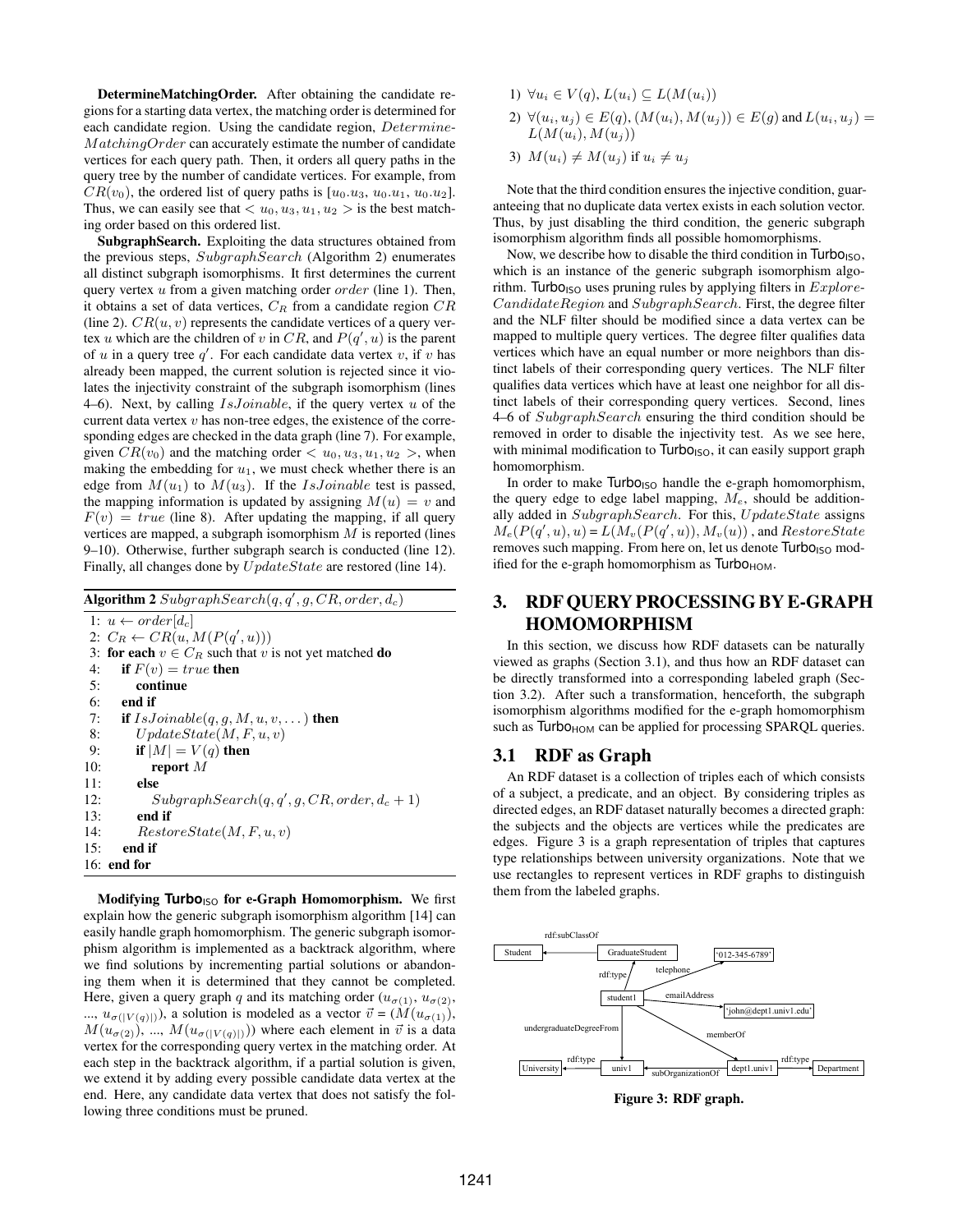**DetermineMatchingOrder.** After obtaining the candidate regions for a starting data vertex, the matching order is determined for each candidate region. Using the candidate region, *DetermineMatchingOrder* can accurately estimate the number of candidate vertices for each query path. Then, it orders all query paths in the query tree by the number of candidate vertices. For example, from $CR(v_0)$, the ordered list of query paths is $[u_0.u_3, u_0.u_1, u_0.u_2]$. Thus, we can easily see that $< u_0, u_3, u_1, u_2 >$ is the best matching order based on this ordered list.

**SubgraphSearch.** Exploiting the data structures obtained from the previous steps, *SubgraphSearch* (Algorithm 2) enumerates all distinct subgraph isomorphisms. It first determines the current query vertex $u$ from a given matching order *order* (line 1). Then, it obtains a set of data vertices, $C_R$ from a candidate region $CR$ (line 2). $CR(u, v)$ represents the candidate vertices of a query vertex $u$ which are the children of $v$ in $CR$, and $P(q', u)$ is the parent of $u$ in a query tree $q'$. For each candidate data vertex $v$, if $v$ has already been mapped, the current solution is rejected since it violates the injectivity constraint of the subgraph isomorphism (lines 4–6). Next, by calling *IsJoinable*, if the query vertex $u$ of the current data vertex $v$ has non-tree edges, the existence of the corresponding edges are checked in the data graph (line 7). For example, given $CR(v_0)$ and the matching order $< u_0, u_3, u_1, u_2 >$, when making the embedding for $u_1$, we must check whether there is an edge from $M(u_1)$ to $M(u_3)$. If the *IsJoinable* test is passed, the mapping information is updated by assigning $M(u) = v$ and $F(v) = true$ (line 8). After updating the mapping, if all query vertices are mapped, a subgraph isomorphism $M$ is reported (lines 9–10). Otherwise, further subgraph search is conducted (line 12). Finally, all changes done by *UpdateState* are restored (line 14).

**Algorithm 2** $SubgraphSearch(q, q', g, CR, order, d_c)$

```
1: u ← order[d_c]
2: C_R ← CR(u, M(P(q', u)))
3: for each v ∈ C_R such that v is not yet matched do
4:   if F(v) = true then
5:     continue
6:   end if
7:   if IsJoinable(q, g, M, u, v, ...) then
8:     UpdateState(M, F, u, v)
9:     if |M| = V(q) then
10:      report M
11:    else
12:      SubgraphSearch(q, q', g, CR, order, d_c + 1)
13:    end if
14:    RestoreState(M, F, u, v)
15:  end if
16: end for
```

**Modifying Turbo$_{\text{ISO}}$ for e-Graph Homomorphism.** We first explain how the generic subgraph isomorphism algorithm [14] can easily handle graph homomorphism. The generic subgraph isomorphism algorithm is implemented as a backtrack algorithm, where we find solutions by incrementing partial solutions or abandoning them when it is determined that they cannot be completed. Here, given a query graph $q$ and its matching order ($u_{\sigma(1)}$, $u_{\sigma(2)}$, ..., $u_{\sigma(|V(q)|)}$), a solution is modeled as a vector $\vec{v} = (M(u_{\sigma(1)}),$ $M(u_{\sigma(2)})$, ..., $M(u_{\sigma(|V(q)|)}))$ where each element in $\vec{v}$ is a data vertex for the corresponding query vertex in the matching order. At each step in the backtrack algorithm, if a partial solution is given, we extend it by adding every possible candidate data vertex at the end. Here, any candidate data vertex that does not satisfy the following three conditions must be pruned.

1) $\forall u_i \in V(q), L(u_i) \subseteq L(M(u_i))$
2) $\forall (u_i, u_j) \in E(q), (M(u_i), M(u_j)) \in E(g)$ and $L(u_i, u_j) = L(M(u_i), M(u_j))$
3) $M(u_i) \neq M(u_j)$ if $u_i \neq u_j$

Note that the third condition ensures the injective condition, guaranteeing that no duplicate data vertex exists in each solution vector. Thus, by just disabling the third condition, the generic subgraph isomorphism algorithm finds all possible homomorphisms.

Now, we describe how to disable the third condition in Turbo$_{\text{ISO}}$, which is an instance of the generic subgraph isomorphism algorithm. Turbo$_{\text{ISO}}$ uses pruning rules by applying filters in *ExploreCandidateRegion* and *SubgraphSearch*. First, the degree filter and the NLF filter should be modified since a data vertex can be mapped to multiple query vertices. The degree filter qualifies data vertices which have an equal number or more neighbors than distinct labels of their corresponding query vertices. The NLF filter qualifies data vertices which have at least one neighbor for all distinct labels of their corresponding query vertices. Second, lines 4–6 of *SubgraphSearch* ensuring the third condition should be removed in order to disable the injectivity test. As we see here, with minimal modification to Turbo$_{\text{ISO}}$, it can easily support graph homomorphism.

In order to make Turbo$_{\text{ISO}}$ handle the e-graph homomorphism, the query edge to edge label mapping, $M_e$, should be additionally added in *SubgraphSearch*. For this, *UpdateState* assigns $M_e(P(q', u), u) = L(M_v(P(q', u)), M_v(u))$ , and *RestoreState* removes such mapping. From here on, let us denote Turbo$_{\text{ISO}}$ modified for the e-graph homomorphism as Turbo$_{\text{HOM}}$.

# 3. RDF QUERY PROCESSING BY E-GRAPH HOMOMORPHISM

In this section, we discuss how RDF datasets can be naturally viewed as graphs (Section 3.1), and thus how an RDF dataset can be directly transformed into a corresponding labeled graph (Section 3.2). After such a transformation, henceforth, the subgraph isomorphism algorithms modified for the e-graph homomorphism such as Turbo$_{\text{HOM}}$ can be applied for processing SPARQL queries.

## 3.1 RDF as Graph

An RDF dataset is a collection of triples each of which consists of a subject, a predicate, and an object. By considering triples as directed edges, an RDF dataset naturally becomes a directed graph: the subjects and the objects are vertices while the predicates are edges. Figure 3 is a graph representation of triples that captures type relationships between university organizations. Note that we use rectangles to represent vertices in RDF graphs to distinguish them from the labeled graphs.

**Figure 3: RDF graph.**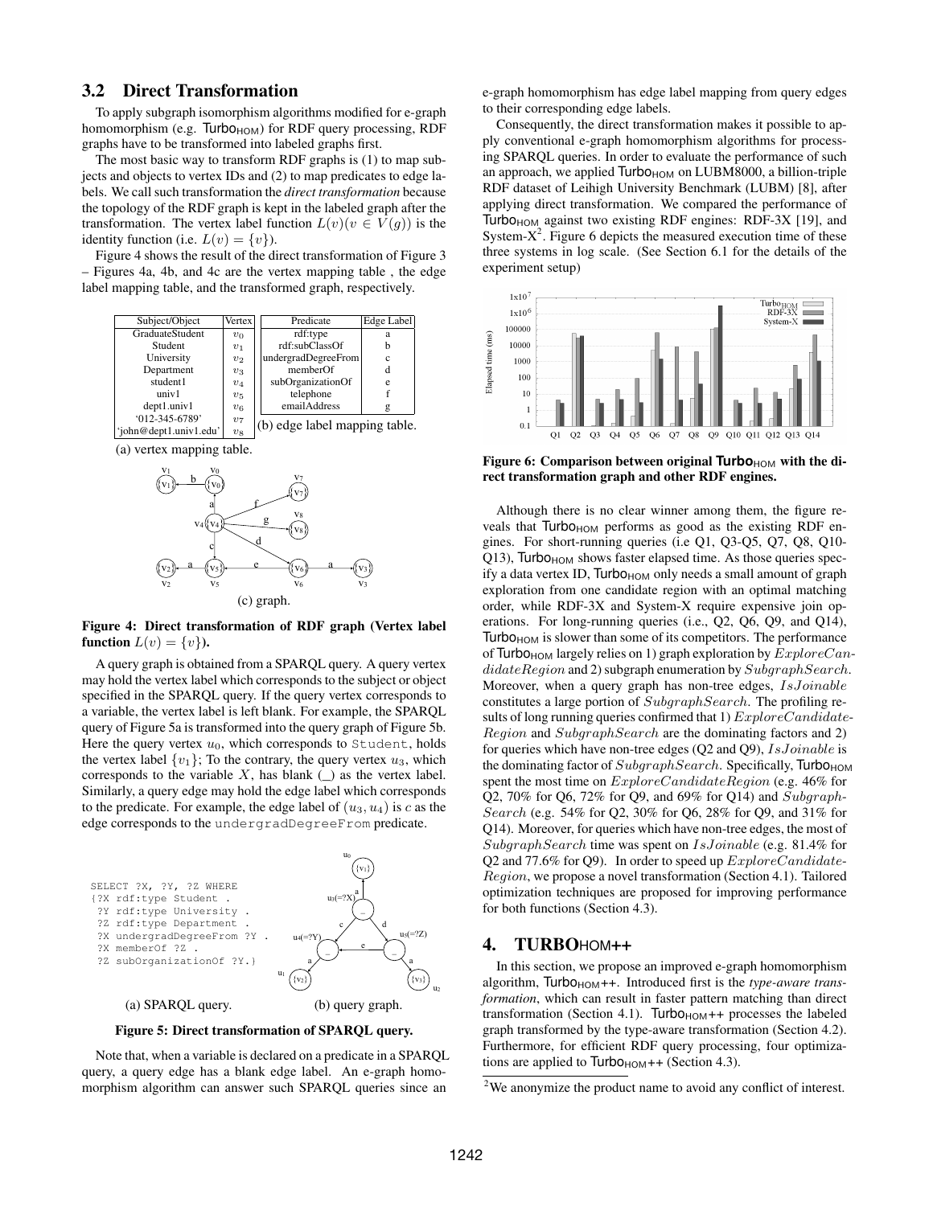### 3.2 Direct Transformation

To apply subgraph isomorphism algorithms modified for e-graph homomorphism (e.g. Turbo$_{HOM}$) for RDF query processing, RDF graphs have to be transformed into labeled graphs first.

The most basic way to transform RDF graphs is (1) to map subjects and objects to vertex IDs and (2) to map predicates to edge labels. We call such transformation the *direct transformation* because the topology of the RDF graph is kept in the labeled graph after the transformation. The vertex label function $L(v)(v \in V(g))$ is the identity function (i.e. $L(v) = \{v\}$).

Figure 4 shows the result of the direct transformation of Figure 3 – Figures 4a, 4b, and 4c are the vertex mapping table , the edge label mapping table, and the transformed graph, respectively.

| Subject/Object | Vertex |
|---|---|
| GraduateStudent | $v_0$ |
| Student | $v_1$ |
| University | $v_2$ |
| Department | $v_3$ |
| student1 | $v_4$ |
| univ1 | $v_5$ |
| dept1.univ1 | $v_6$ |
| '012-345-6789' | $v_7$ |
| 'john@dept1.univ1.edu' | $v_8$ |

(a) vertex mapping table.

| Predicate | Edge Label |
|---|---|
| rdf:type | a |
| rdf:subClassOf | b |
| undergradDegreeFrom | c |
| memberOf | d |
| subOrganizationOf | e |
| telephone | f |
| emailAddress | g |

(b) edge label mapping table.

(c) graph.

**Figure 4: Direct transformation of RDF graph (Vertex label function $L(v) = \{v\}$).**

A query graph is obtained from a SPARQL query. A query vertex may hold the vertex label which corresponds to the subject or object specified in the SPARQL query. If the query vertex corresponds to a variable, the vertex label is left blank. For example, the SPARQL query of Figure 5a is transformed into the query graph of Figure 5b. Here the query vertex $u_0$, which corresponds to Student, holds the vertex label $\{v_1\}$; To the contrary, the query vertex $u_3$, which corresponds to the variable $X$, has blank (_) as the vertex label. Similarly, a query edge may hold the edge label which corresponds to the predicate. For example, the edge label of $(u_3, u_4)$ is $c$ as the edge corresponds to the undergradDegreeFrom predicate.

```
SELECT ?X, ?Y, ?Z WHERE
{?X rdf:type Student .
 ?Y rdf:type University .
 ?Z rdf:type Department .
 ?X undergradDegreeFrom ?Y .
 ?X memberOf ?Z .
 ?Z subOrganizationOf ?Y.}
```

(a) SPARQL query. (b) query graph.

**Figure 5: Direct transformation of SPARQL query.**

Note that, when a variable is declared on a predicate in a SPARQL query, a query edge has a blank edge label. An e-graph homomorphism algorithm can answer such SPARQL queries since an e-graph homomorphism has edge label mapping from query edges to their corresponding edge labels.

Consequently, the direct transformation makes it possible to apply conventional e-graph homomorphism algorithms for processing SPARQL queries. In order to evaluate the performance of such an approach, we applied Turbo$_{HOM}$ on LUBM8000, a billion-triple RDF dataset of Leihigh University Benchmark (LUBM) [8], after applying direct transformation. We compared the performance of Turbo$_{HOM}$ against two existing RDF engines: RDF-3X [19], and System-X[2]. Figure 6 depicts the measured execution time of these three systems in log scale. (See Section 6.1 for the details of the experiment setup)

**Figure 6: Comparison between original Turbo$_{HOM}$ with the direct transformation graph and other RDF engines.**

Although there is no clear winner among them, the figure reveals that Turbo$_{HOM}$ performs as good as the existing RDF engines. For short-running queries (i.e Q1, Q3-Q5, Q7, Q8, Q10-Q13), Turbo$_{HOM}$ shows faster elapsed time. As those queries specify a data vertex ID, Turbo$_{HOM}$ only needs a small amount of graph exploration from one candidate region with an optimal matching order, while RDF-3X and System-X require expensive join operations. For long-running queries (i.e., Q2, Q6, Q9, and Q14), Turbo$_{HOM}$ is slower than some of its competitors. The performance of Turbo$_{HOM}$ largely relies on 1) graph exploration by $ExploreCandidateRegion$ and 2) subgraph enumeration by $SubgraphSearch$. Moreover, when a query graph has non-tree edges, $IsJoinable$ constitutes a large portion of $SubgraphSearch$. The profiling results of long running queries confirmed that 1) $ExploreCandidateRegion$ and $SubgraphSearch$ are the dominating factors and 2) for queries which have non-tree edges (Q2 and Q9), $IsJoinable$ is the dominating factor of $SubgraphSearch$. Specifically, Turbo$_{HOM}$ spent the most time on $ExploreCandidateRegion$ (e.g. 46% for Q2, 70% for Q6, 72% for Q9, and 69% for Q14) and $SubgraphSearch$ (e.g. 54% for Q2, 30% for Q6, 28% for Q9, and 31% for Q14). Moreover, for queries which have non-tree edges, the most of $SubgraphSearch$ time was spent on $IsJoinable$ (e.g. 81.4% for Q2 and 77.6% for Q9). In order to speed up $ExploreCandidateRegion$, we propose a novel transformation (Section 4.1). Tailored optimization techniques are proposed for improving performance for both functions (Section 4.3).

## 4. TURBOHOM++

In this section, we propose an improved e-graph homomorphism algorithm, Turbo$_{HOM}$++. Introduced first is the *type-aware transformation*, which can result in faster pattern matching than direct transformation (Section 4.1). Turbo$_{HOM}$++ processes the labeled graph transformed by the type-aware transformation (Section 4.2). Furthermore, for efficient RDF query processing, four optimizations are applied to Turbo$_{HOM}$++ (Section 4.3).

[2]We anonymize the product name to avoid any conflict of interest.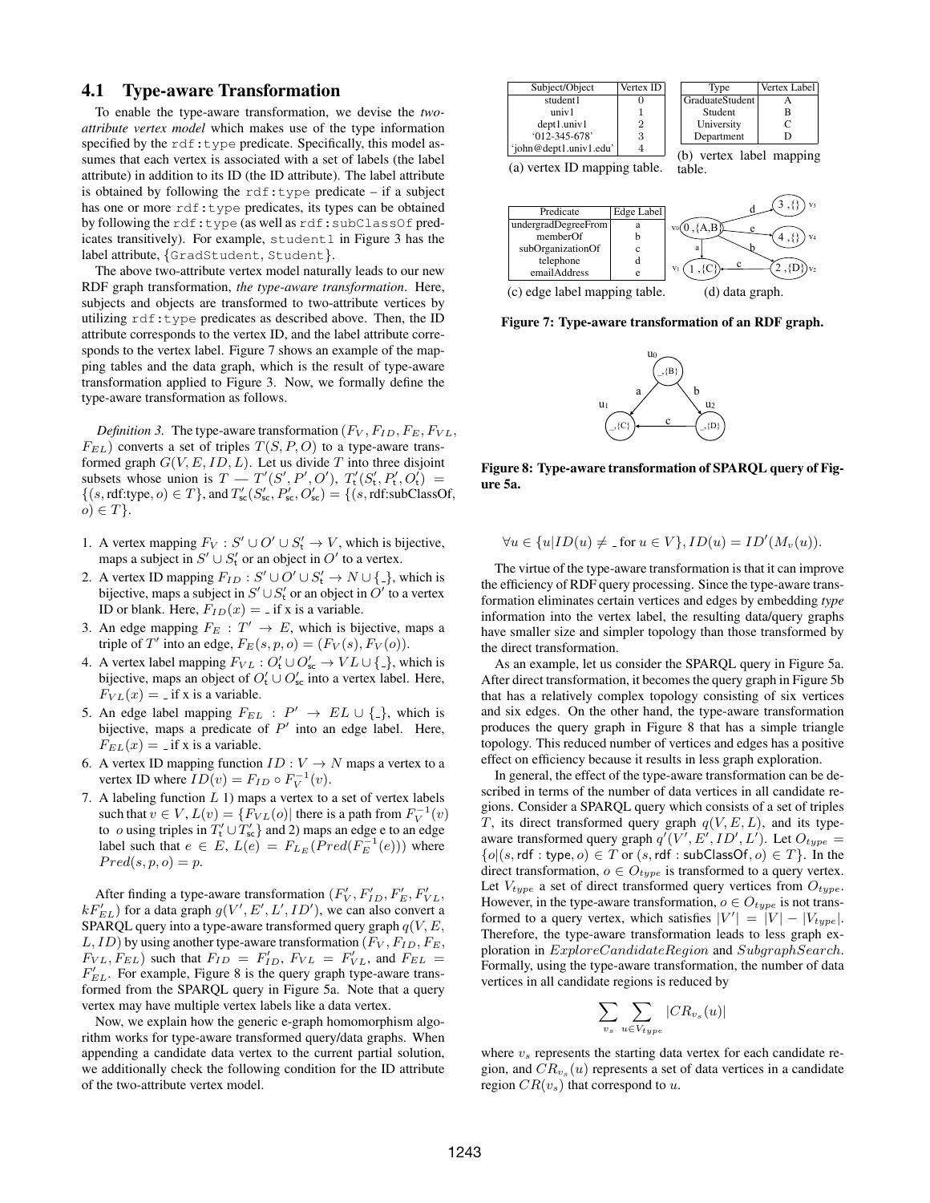## 4.1 Type-aware Transformation

To enable the type-aware transformation, we devise the *two-attribute vertex model* which makes use of the type information specified by the `rdf:type` predicate. Specifically, this model assumes that each vertex is associated with a set of labels (the label attribute) in addition to its ID (the ID attribute). The label attribute is obtained by following the `rdf:type` predicate – if a subject has one or more `rdf:type` predicates, its types can be obtained by following the `rdf:type` (as well as `rdf:subClassOf` predicates transitively). For example, `student1` in Figure 3 has the label attribute, {`GradStudent`, `Student`}.

The above two-attribute vertex model naturally leads to our new RDF graph transformation, *the type-aware transformation*. Here, subjects and objects are transformed to two-attribute vertices by utilizing `rdf:type` predicates as described above. Then, the ID attribute corresponds to the vertex ID, and the label attribute corresponds to the vertex label. Figure 7 shows an example of the mapping tables and the data graph, which is the result of type-aware transformation applied to Figure 3. Now, we formally define the type-aware transformation as follows.

*Definition 3.* The type-aware transformation $(F_V, F_{ID}, F_E, F_{VL}, F_{EL})$ converts a set of triples $T(S, P, O)$ to a type-aware transformed graph $G(V, E, ID, L)$. Let us divide $T$ into three disjoint subsets whose union is $T$ — $T'(S', P', O')$, $T'_{\mathsf{t}}(S'_{\mathsf{t}}, P'_{\mathsf{t}}, O'_{\mathsf{t}}) = \{(s, \text{rdf:type}, o) \in T\}$, and $T'_{\mathsf{sc}}(S'_{\mathsf{sc}}, P'_{\mathsf{sc}}, O'_{\mathsf{sc}}) = \{(s, \text{rdf:subClassOf}, o) \in T\}$.

1. A vertex mapping $F_V : S' \cup O' \cup S'_{\mathsf{t}} \rightarrow V$, which is bijective, maps a subject in $S' \cup S'_{\mathsf{t}}$ or an object in $O'$ to a vertex.
2. A vertex ID mapping $F_{ID} : S' \cup O' \cup S'_{\mathsf{t}} \rightarrow N \cup \{\_\}$, which is bijective, maps a subject in $S' \cup S'_{\mathsf{t}}$ or an object in $O'$ to a vertex ID or blank. Here, $F_{ID}(x) = \_$ if x is a variable.
3. An edge mapping $F_E : T' \rightarrow E$, which is bijective, maps a triple of $T'$ into an edge, $F_E(s, p, o) = (F_V(s), F_V(o))$.
4. A vertex label mapping $F_{VL} : O'_{\mathsf{t}} \cup O'_{\mathsf{sc}} \rightarrow VL \cup \{\_\}$, which is bijective, maps an object of $O'_{\mathsf{t}} \cup O'_{\mathsf{sc}}$ into a vertex label. Here, $F_{VL}(x) = \_$ if x is a variable.
5. An edge label mapping $F_{EL} : P' \rightarrow EL \cup \{\_\}$, which is bijective, maps a predicate of $P'$ into an edge label. Here, $F_{EL}(x) = \_$ if x is a variable.
6. A vertex ID mapping function $ID : V \rightarrow N$ maps a vertex to a vertex ID where $ID(v) = F_{ID} \circ F_V^{-1}(v)$.
7. A labeling function $L$ 1) maps a vertex to a set of vertex labels such that $v \in V$, $L(v) = \{F_{VL}(o) |$ there is a path from $F_V^{-1}(v)$ to $o$ using triples in $T'_{\mathsf{t}} \cup T'_{\mathsf{sc}}\}$ and 2) maps an edge e to an edge label such that $e \in E$, $L(e) = F_{L_E}(Pred(F_E^{-1}(e)))$ where $Pred(s, p, o) = p$.

After finding a type-aware transformation $(F'_V, F'_{ID}, F'_E, F'_{VL}, kF'_{EL})$ for a data graph $g(V', E', L', ID')$, we can also convert a SPARQL query into a type-aware transformed query graph $q(V, E, L, ID)$ by using another type-aware transformation $(F_V, F_{ID}, F_E, F_{VL}, F_{EL})$ such that $F_{ID} = F'_{ID}$, $F_{VL} = F'_{VL}$, and $F_{EL} = F'_{EL}$. For example, Figure 8 is the query graph type-aware transformed from the SPARQL query in Figure 5a. Note that a query vertex may have multiple vertex labels like a data vertex.

Now, we explain how the generic e-graph homomorphism algorithm works for type-aware transformed query/data graphs. When appending a candidate data vertex to the current partial solution, we additionally check the following condition for the ID attribute of the two-attribute vertex model.

| Subject/Object | Vertex ID |
|---|---|
| student1 | 0 |
| univ1 | 1 |
| dept1.univ1 | 2 |
| '012-345-678' | 3 |
| 'john@dept1.univ1.edu' | 4 |

(a) vertex ID mapping table.

| Type | Vertex Label |
|---|---|
| GraduateStudent | A |
| Student | B |
| University | C |
| Department | D |

(b) vertex label mapping table.

| Predicate | Edge Label |
|---|---|
| undergradDegreeFrom | a |
| memberOf | b |
| subOrganizationOf | c |
| telephone | d |
| emailAddress | e |

(c) edge label mapping table.

(d) data graph.

**Figure 7: Type-aware transformation of an RDF graph.**

**Figure 8: Type-aware transformation of SPARQL query of Figure 5a.**

$$\forall u \in \{u | ID(u) \neq \_ \text{ for } u \in V\}, ID(u) = ID'(M_v(u)).$$

The virtue of the type-aware transformation is that it can improve the efficiency of RDF query processing. Since the type-aware transformation eliminates certain vertices and edges by embedding *type* information into the vertex label, the resulting data/query graphs have smaller size and simpler topology than those transformed by the direct transformation.

As an example, let us consider the SPARQL query in Figure 5a. After direct transformation, it becomes the query graph in Figure 5b that has a relatively complex topology consisting of six vertices and six edges. On the other hand, the type-aware transformation produces the query graph in Figure 8 that has a simple triangle topology. This reduced number of vertices and edges has a positive effect on efficiency because it results in less graph exploration.

In general, the effect of the type-aware transformation can be described in terms of the number of data vertices in all candidate regions. Consider a SPARQL query which consists of a set of triples $T$, its direct transformed query graph $q(V, E, L)$, and its type-aware transformed query graph $q'(V', E', ID', L')$. Let $O_{type} = \{o | (s, \mathsf{rdf:type}, o) \in T \text{ or } (s, \mathsf{rdf:subClassOf}, o) \in T\}$. In the direct transformation, $o \in O_{type}$ is transformed to a query vertex. Let $V_{type}$ a set of direct transformed query vertices from $O_{type}$. However, in the type-aware transformation, $o \in O_{type}$ is not transformed to a query vertex, which satisfies $|V'| = |V| - |V_{type}|$. Therefore, the type-aware transformation leads to less graph exploration in $ExploreCandidateRegion$ and $SubgraphSearch$. Formally, using the type-aware transformation, the number of data vertices in all candidate regions is reduced by

$$\sum_{v_s} \sum_{u \in V_{type}} |CR_{v_s}(u)|$$

where $v_s$ represents the starting data vertex for each candidate region, and $CR_{v_s}(u)$ represents a set of data vertices in a candidate region $CR(v_s)$ that correspond to $u$.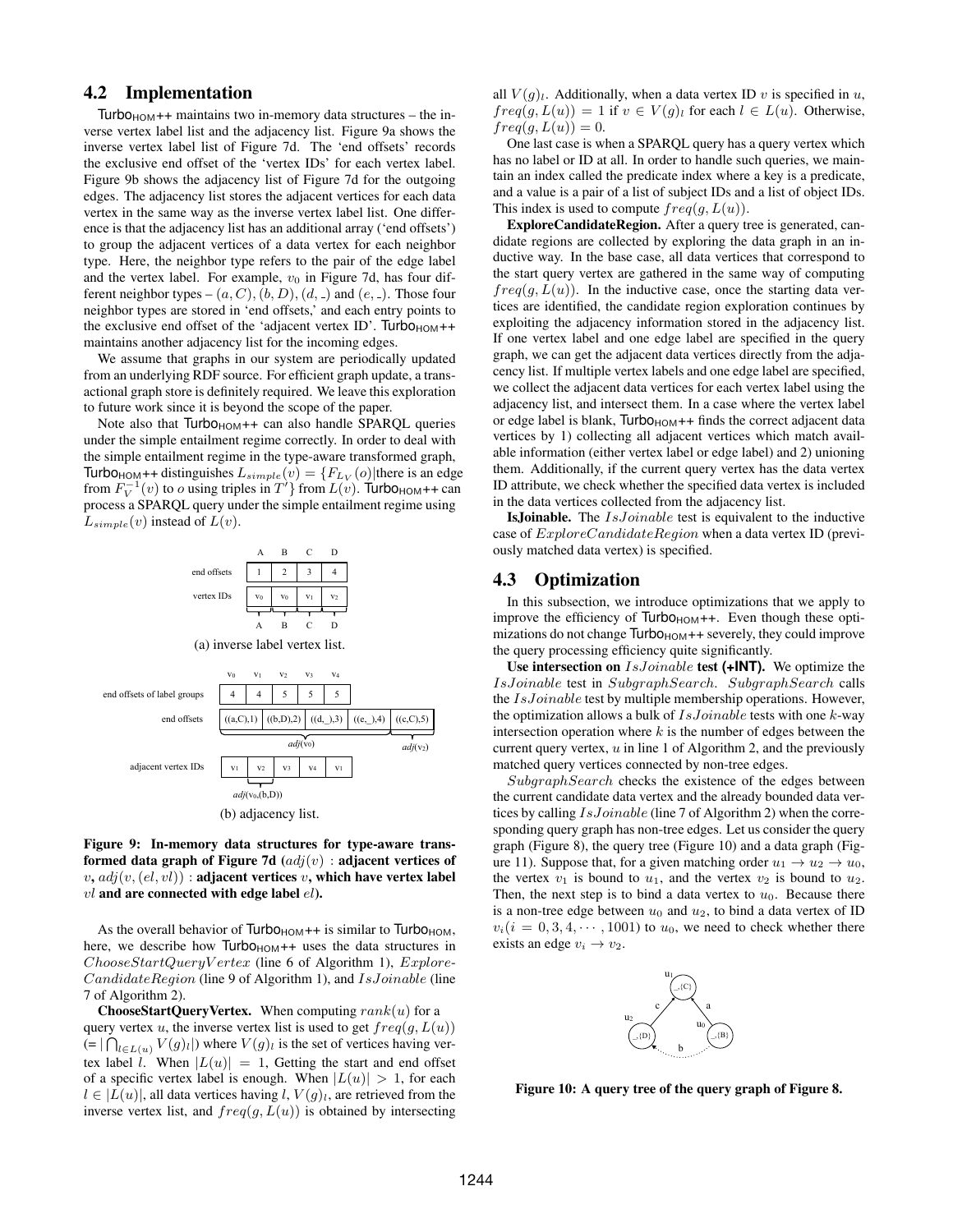## 4.2 Implementation

Turbo$_{HOM}$++ maintains two in-memory data structures – the inverse vertex label list and the adjacency list. Figure 9a shows the inverse vertex label list of Figure 7d. The 'end offsets' records the exclusive end offset of the 'vertex IDs' for each vertex label. Figure 9b shows the adjacency list of Figure 7d for the outgoing edges. The adjacency list stores the adjacent vertices for each data vertex in the same way as the inverse vertex label list. One difference is that the adjacency list has an additional array ('end offsets') to group the adjacent vertices of a data vertex for each neighbor type. Here, the neighbor type refers to the pair of the edge label and the vertex label. For example, $v_0$ in Figure 7d, has four different neighbor types – $(a, C)$, $(b, D)$, $(d, \_)$ and $(e, \_)$. Those four neighbor types are stored in 'end offsets,' and each entry points to the exclusive end offset of the 'adjacent vertex ID'. Turbo$_{HOM}$++ maintains another adjacency list for the incoming edges.

We assume that graphs in our system are periodically updated from an underlying RDF source. For efficient graph update, a transactional graph store is definitely required. We leave this exploration to future work since it is beyond the scope of the paper.

Note also that Turbo$_{HOM}$++ can also handle SPARQL queries under the simple entailment regime correctly. In order to deal with the simple entailment regime in the type-aware transformed graph, Turbo$_{HOM}$++ distinguishes $L_{simple}(v) = \{F_{L_V}(o) |$there is an edge from $F_V^{-1}(v)$ to $o$ using triples in $T'\}$ from $L(v)$. Turbo$_{HOM}$++ can process a SPARQL query under the simple entailment regime using $L_{simple}(v)$ instead of $L(v)$.

| | A | B | C | D |
|---|---|---|---|---|
| end offsets | 1 | 2 | 3 | 4 |
| vertex IDs | $v_0$ | $v_0$ | $v_1$ | $v_2$ |

(a) inverse label vertex list.

| | $v_0$ | $v_1$ | $v_2$ | $v_3$ | $v_4$ |
|---|---|---|---|---|---|
| end offsets of label groups | 4 | 4 | 5 | 5 | 5 |

end offsets: ((a,C),1) ((b,D),2) ((d,_),3) ((e,_),4) [$adj(v_0)$] ((c,C),5) [$adj(v_2)$]

adjacent vertex IDs: $v_1$ $v_2$ $v_3$ $v_4$ $v_1$ ($v_2$ = $adj(v_0,(b,D))$)

(b) adjacency list.

**Figure 9: In-memory data structures for type-aware transformed data graph of Figure 7d ($adj(v)$ : adjacent vertices of $v$, $adj(v, (el, vl))$ : adjacent vertices $v$, which have vertex label $vl$ and are connected with edge label $el$).**

As the overall behavior of Turbo$_{HOM}$++ is similar to Turbo$_{HOM}$, here, we describe how Turbo$_{HOM}$++ uses the data structures in $ChooseStartQueryVertex$ (line 6 of Algorithm 1), $ExploreCandidateRegion$ (line 9 of Algorithm 1), and $IsJoinable$ (line 7 of Algorithm 2).

**ChooseStartQueryVertex.** When computing $rank(u)$ for a query vertex $u$, the inverse vertex list is used to get $freq(g, L(u))$ (= $|\bigcap_{l \in L(u)} V(g)_l|$) where $V(g)_l$ is the set of vertices having vertex label $l$. When $|L(u)| = 1$, Getting the start and end offset of a specific vertex label is enough. When $|L(u)| > 1$, for each $l \in |L(u)|$, all data vertices having $l$, $V(g)_l$, are retrieved from the inverse vertex list, and $freq(g, L(u))$ is obtained by intersecting all $V(g)_l$. Additionally, when a data vertex ID $v$ is specified in $u$, $freq(g, L(u)) = 1$ if $v \in V(g)_l$ for each $l \in L(u)$. Otherwise, $freq(g, L(u)) = 0$.

One last case is when a SPARQL query has a query vertex which has no label or ID at all. In order to handle such queries, we maintain an index called the predicate index where a key is a predicate, and a value is a pair of a list of subject IDs and a list of object IDs. This index is used to compute $freq(g, L(u))$.

**ExploreCandidateRegion.** After a query tree is generated, candidate regions are collected by exploring the data graph in an inductive way. In the base case, all data vertices that correspond to the start query vertex are gathered in the same way of computing $freq(g, L(u))$. In the inductive case, once the starting data vertices are identified, the candidate region exploration continues by exploiting the adjacency information stored in the adjacency list. If one vertex label and one edge label are specified in the query graph, we can get the adjacent data vertices directly from the adjacency list. If multiple vertex labels and one edge label are specified, we collect the adjacent data vertices for each vertex label using the adjacency list, and intersect them. In a case where the vertex label or edge label is blank, Turbo$_{HOM}$++ finds the correct adjacent data vertices by 1) collecting all adjacent vertices which match available information (either vertex label or edge label) and 2) unioning them. Additionally, if the current query vertex has the data vertex ID attribute, we check whether the specified data vertex is included in the data vertices collected from the adjacency list.

**IsJoinable.** The $IsJoinable$ test is equivalent to the inductive case of $ExploreCandidateRegion$ when a data vertex ID (previously matched data vertex) is specified.

## 4.3 Optimization

In this subsection, we introduce optimizations that we apply to improve the efficiency of Turbo$_{HOM}$++. Even though these optimizations do not change Turbo$_{HOM}$++ severely, they could improve the query processing efficiency quite significantly.

**Use intersection on $IsJoinable$ test (+INT).** We optimize the $IsJoinable$ test in $SubgraphSearch$. $SubgraphSearch$ calls the $IsJoinable$ test by multiple membership operations. However, the optimization allows a bulk of $IsJoinable$ tests with one $k$-way intersection operation where $k$ is the number of edges between the current query vertex, $u$ in line 1 of Algorithm 2, and the previously matched query vertices connected by non-tree edges.

$SubgraphSearch$ checks the existence of the edges between the current candidate data vertex and the already bounded data vertices by calling $IsJoinable$ (line 7 of Algorithm 2) when the corresponding query graph has non-tree edges. Let us consider the query graph (Figure 8), the query tree (Figure 10) and a data graph (Figure 11). Suppose that, for a given matching order $u_1 \rightarrow u_2 \rightarrow u_0$, the vertex $v_1$ is bound to $u_1$, and the vertex $v_2$ is bound to $u_2$. Then, the next step is to bind a data vertex to $u_0$. Because there is a non-tree edge between $u_0$ and $u_2$, to bind a data vertex of ID $v_i (i = 0, 3, 4, \cdots, 1001)$ to $u_0$, we need to check whether there exists an edge $v_i \rightarrow v_2$.

**Figure 10: A query tree of the query graph of Figure 8.**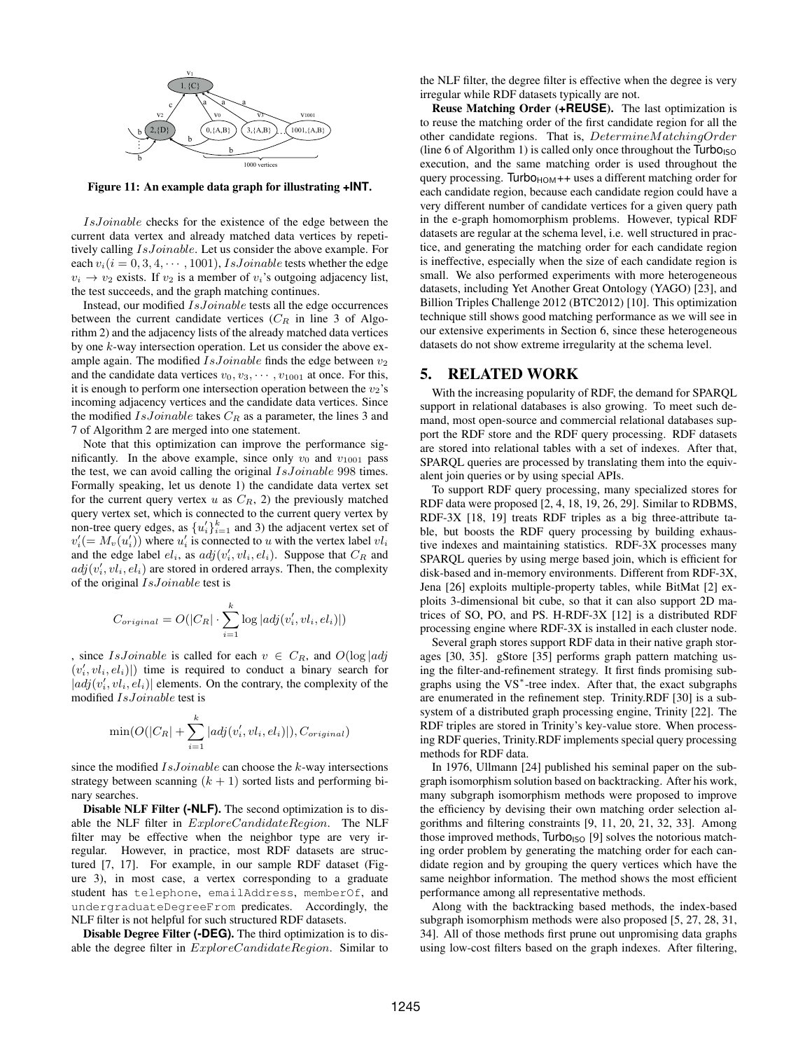**Figure 11: An example data graph for illustrating +INT.**

$IsJoinable$ checks for the existence of the edge between the current data vertex and already matched data vertices by repetitively calling $IsJoinable$. Let us consider the above example. For each $v_i (i = 0, 3, 4, \cdots, 1001)$, $IsJoinable$ tests whether the edge $v_i \rightarrow v_2$ exists. If $v_2$ is a member of $v_i$'s outgoing adjacency list, the test succeeds, and the graph matching continues.

Instead, our modified $IsJoinable$ tests all the edge occurrences between the current candidate vertices ($C_R$ in line 3 of Algorithm 2) and the adjacency lists of the already matched data vertices by one $k$-way intersection operation. Let us consider the above example again. The modified $IsJoinable$ finds the edge between $v_2$ and the candidate data vertices $v_0, v_3, \cdots, v_{1001}$ at once. For this, it is enough to perform one intersection operation between the $v_2$'s incoming adjacency vertices and the candidate data vertices. Since the modified $IsJoinable$ takes $C_R$ as a parameter, the lines 3 and 7 of Algorithm 2 are merged into one statement.

Note that this optimization can improve the performance significantly. In the above example, since only $v_0$ and $v_{1001}$ pass the test, we can avoid calling the original $IsJoinable$ 998 times. Formally speaking, let us denote 1) the candidate data vertex set for the current query vertex $u$ as $C_R$, 2) the previously matched query vertex set, which is connected to the current query vertex by non-tree query edges, as $\{u'_i\}_{i=1}^{k}$ and 3) the adjacent vertex set of $v'_i (= M_v(u'_i))$ where $u'_i$ is connected to $u$ with the vertex label $vl_i$ and the edge label $el_i$, as $adj(v'_i, vl_i, el_i)$. Suppose that $C_R$ and $adj(v'_i, vl_i, el_i)$ are stored in ordered arrays. Then, the complexity of the original $IsJoinable$ test is

$$C_{original} = O(|C_R| \cdot \sum_{i=1}^{k} \log |adj(v'_i, vl_i, el_i)|)$$

, since $IsJoinable$ is called for each $v \in C_R$, and $O(\log |adj(v'_i, vl_i, el_i)|)$ time is required to conduct a binary search for $|adj(v'_i, vl_i, el_i)|$ elements. On the contrary, the complexity of the modified $IsJoinable$ test is

$$\min(O(|C_R| + \sum_{i=1}^{k} |adj(v'_i, vl_i, el_i)|), C_{original})$$

since the modified $IsJoinable$ can choose the $k$-way intersections strategy between scanning $(k+1)$ sorted lists and performing binary searches.

**Disable NLF Filter (-NLF).** The second optimization is to disable the NLF filter in $ExploreCandidateRegion$. The NLF filter may be effective when the neighbor type are very irregular. However, in practice, most RDF datasets are structured [7, 17]. For example, in our sample RDF dataset (Figure 3), in most case, a vertex corresponding to a graduate student has `telephone`, `emailAddress`, `memberOf`, and `undergraduateDegreeFrom` predicates. Accordingly, the NLF filter is not helpful for such structured RDF datasets.

**Disable Degree Filter (-DEG).** The third optimization is to disable the degree filter in $ExploreCandidateRegion$. Similar to the NLF filter, the degree filter is effective when the degree is very irregular while RDF datasets typically are not.

**Reuse Matching Order (+REUSE).** The last optimization is to reuse the matching order of the first candidate region for all the other candidate regions. That is, $DetermineMatchingOrder$ (line 6 of Algorithm 1) is called only once throughout the Turbo$_{\text{ISO}}$ execution, and the same matching order is used throughout the query processing. Turbo$_{\text{HOM}}$++ uses a different matching order for each candidate region, because each candidate region could have a very different number of candidate vertices for a given query path in the e-graph homomorphism problems. However, typical RDF datasets are regular at the schema level, i.e. well structured in practice, and generating the matching order for each candidate region is ineffective, especially when the size of each candidate region is small. We also performed experiments with more heterogeneous datasets, including Yet Another Great Ontology (YAGO) [23], and Billion Triples Challenge 2012 (BTC2012) [10]. This optimization technique still shows good matching performance as we will see in our extensive experiments in Section 6, since these heterogeneous datasets do not show extreme irregularity at the schema level.

## 5. RELATED WORK

With the increasing popularity of RDF, the demand for SPARQL support in relational databases is also growing. To meet such demand, most open-source and commercial relational databases support the RDF store and the RDF query processing. RDF datasets are stored into relational tables with a set of indexes. After that, SPARQL queries are processed by translating them into the equivalent join queries or by using special APIs.

To support RDF query processing, many specialized stores for RDF data were proposed [2, 4, 18, 19, 26, 29]. Similar to RDBMS, RDF-3X [18, 19] treats RDF triples as a big three-attribute table, but boosts the RDF query processing by building exhaustive indexes and maintaining statistics. RDF-3X processes many SPARQL queries by using merge based join, which is efficient for disk-based and in-memory environments. Different from RDF-3X, Jena [26] exploits multiple-property tables, while BitMat [2] exploits 3-dimensional bit cube, so that it can also support 2D matrices of SO, PO, and PS. H-RDF-3X [12] is a distributed RDF processing engine where RDF-3X is installed in each cluster node.

Several graph stores support RDF data in their native graph storages [30, 35]. gStore [35] performs graph pattern matching using the filter-and-refinement strategy. It first finds promising subgraphs using the VS$^*$-tree index. After that, the exact subgraphs are enumerated in the refinement step. Trinity.RDF [30] is a subsystem of a distributed graph processing engine, Trinity [22]. The RDF triples are stored in Trinity's key-value store. When processing RDF queries, Trinity.RDF implements special query processing methods for RDF data.

In 1976, Ullmann [24] published his seminal paper on the subgraph isomorphism solution based on backtracking. After his work, many subgraph isomorphism methods were proposed to improve the efficiency by devising their own matching order selection algorithms and filtering constraints [9, 11, 20, 21, 32, 33]. Among those improved methods, Turbo$_{\text{ISO}}$ [9] solves the notorious matching order problem by generating the matching order for each candidate region and by grouping the query vertices which have the same neighbor information. The method shows the most efficient performance among all representative methods.

Along with the backtracking based methods, the index-based subgraph isomorphism methods were also proposed [5, 27, 28, 31, 34]. All of those methods first prune out unpromising data graphs using low-cost filters based on the graph indexes. After filtering,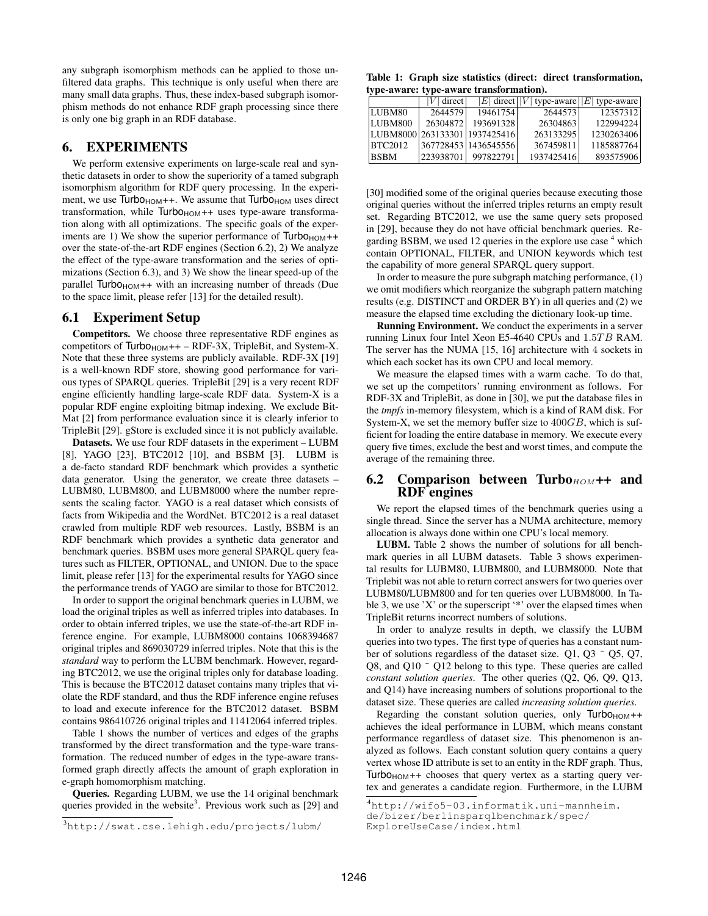any subgraph isomorphism methods can be applied to those unfiltered data graphs. This technique is only useful when there are many small data graphs. Thus, these index-based subgraph isomorphism methods do not enhance RDF graph processing since there is only one big graph in an RDF database.

# 6. EXPERIMENTS

We perform extensive experiments on large-scale real and synthetic datasets in order to show the superiority of a tamed subgraph isomorphism algorithm for RDF query processing. In the experiment, we use $\text{Turbo}_{\text{HOM}}$++. We assume that $\text{Turbo}_{\text{HOM}}$ uses direct transformation, while $\text{Turbo}_{\text{HOM}}$++ uses type-aware transformation along with all optimizations. The specific goals of the experiments are 1) We show the superior performance of $\text{Turbo}_{\text{HOM}}$++ over the state-of-the-art RDF engines (Section 6.2), 2) We analyze the effect of the type-aware transformation and the series of optimizations (Section 6.3), and 3) We show the linear speed-up of the parallel $\text{Turbo}_{\text{HOM}}$++ with an increasing number of threads (Due to the space limit, please refer [13] for the detailed result).

## 6.1 Experiment Setup

**Competitors.** We choose three representative RDF engines as competitors of $\text{Turbo}_{\text{HOM}}$++ – RDF-3X, TripleBit, and System-X. Note that these three systems are publicly available. RDF-3X [19] is a well-known RDF store, showing good performance for various types of SPARQL queries. TripleBit [29] is a very recent RDF engine efficiently handling large-scale RDF data. System-X is a popular RDF engine exploiting bitmap indexing. We exclude BitMat [2] from performance evaluation since it is clearly inferior to TripleBit [29]. gStore is excluded since it is not publicly available.

**Datasets.** We use four RDF datasets in the experiment – LUBM [8], YAGO [23], BTC2012 [10], and BSBM [3]. LUBM is a de-facto standard RDF benchmark which provides a synthetic data generator. Using the generator, we create three datasets – LUBM80, LUBM800, and LUBM8000 where the number represents the scaling factor. YAGO is a real dataset which consists of facts from Wikipedia and the WordNet. BTC2012 is a real dataset crawled from multiple RDF web resources. Lastly, BSBM is an RDF benchmark which provides a synthetic data generator and benchmark queries. BSBM uses more general SPARQL query features such as FILTER, OPTIONAL, and UNION. Due to the space limit, please refer [13] for the experimental results for YAGO since the performance trends of YAGO are similar to those for BTC2012.

In order to support the original benchmark queries in LUBM, we load the original triples as well as inferred triples into databases. In order to obtain inferred triples, we use the state-of-the-art RDF inference engine. For example, LUBM8000 contains 1068394687 original triples and 869030729 inferred triples. Note that this is the *standard* way to perform the LUBM benchmark. However, regarding BTC2012, we use the original triples only for database loading. This is because the BTC2012 dataset contains many triples that violate the RDF standard, and thus the RDF inference engine refuses to load and execute inference for the BTC2012 dataset. BSBM contains 986410726 original triples and 11412064 inferred triples.

Table 1 shows the number of vertices and edges of the graphs transformed by the direct transformation and the type-ware transformation. The reduced number of edges in the type-aware transformed graph directly affects the amount of graph exploration in e-graph homomorphism matching.

**Table 1: Graph size statistics (direct: direct transformation, type-aware: type-aware transformation).**

| | $\|V\|$ direct | $\|E\|$ direct | $\|V\|$ type-aware | $\|E\|$ type-aware |
|---|---|---|---|---|
| LUBM80 | 2644579 | 19461754 | 2644573 | 12357312 |
| LUBM800 | 26304872 | 193691328 | 26304863 | 122994224 |
| LUBM8000 | 263133301 | 1937425416 | 263133295 | 1230263406 |
| BTC2012 | 367728453 | 1436545556 | 367459811 | 1185887764 |
| BSBM | 223938701 | 997822791 | 1937425416 | 893575906 |

**Queries.** Regarding LUBM, we use the 14 original benchmark queries provided in the website[3]. Previous work such as [29] and [30] modified some of the original queries because executing those original queries without the inferred triples returns an empty result set. Regarding BTC2012, we use the same query sets proposed in [29], because they do not have official benchmark queries. Regarding BSBM, we used 12 queries in the explore use case [4] which contain OPTIONAL, FILTER, and UNION keywords which test the capability of more general SPARQL query support.

In order to measure the pure subgraph matching performance, (1) we omit modifiers which reorganize the subgraph pattern matching results (e.g. DISTINCT and ORDER BY) in all queries and (2) we measure the elapsed time excluding the dictionary look-up time.

**Running Environment.** We conduct the experiments in a server running Linux four Intel Xeon E5-4640 CPUs and $1.5TB$ RAM. The server has the NUMA [15, 16] architecture with 4 sockets in which each socket has its own CPU and local memory.

We measure the elapsed times with a warm cache. To do that, we set up the competitors' running environment as follows. For RDF-3X and TripleBit, as done in [30], we put the database files in the *tmpfs* in-memory filesystem, which is a kind of RAM disk. For System-X, we set the memory buffer size to $400GB$, which is sufficient for loading the entire database in memory. We execute every query five times, exclude the best and worst times, and compute the average of the remaining three.

## 6.2 Comparison between $\text{Turbo}_{HOM}$++ and RDF engines

We report the elapsed times of the benchmark queries using a single thread. Since the server has a NUMA architecture, memory allocation is always done within one CPU's local memory.

**LUBM.** Table 2 shows the number of solutions for all benchmark queries in all LUBM datasets. Table 3 shows experimental results for LUBM80, LUBM800, and LUBM8000. Note that Triplebit was not able to return correct answers for two queries over LUBM80/LUBM800 and for ten queries over LUBM8000. In Table 3, we use 'X' or the superscript '*' over the elapsed times when TripleBit returns incorrect numbers of solutions.

In order to analyze results in depth, we classify the LUBM queries into two types. The first type of queries has a constant number of solutions regardless of the dataset size. Q1, Q3 ~ Q5, Q7, Q8, and Q10 ~ Q12 belong to this type. These queries are called *constant solution queries*. The other queries (Q2, Q6, Q9, Q13, and Q14) have increasing numbers of solutions proportional to the dataset size. These queries are called *increasing solution queries*.

Regarding the constant solution queries, only $\text{Turbo}_{\text{HOM}}$++ achieves the ideal performance in LUBM, which means constant performance regardless of dataset size. This phenomenon is analyzed as follows. Each constant solution query contains a query vertex whose ID attribute is set to an entity in the RDF graph. Thus, $\text{Turbo}_{\text{HOM}}$++ chooses that query vertex as a starting query vertex and generates a candidate region. Furthermore, in the LUBM

[3] http://swat.cse.lehigh.edu/projects/lubm/

[4] http://wifo5-03.informatik.uni-mannheim.de/bizer/berlinsparqlbenchmark/spec/ExploreUseCase/index.html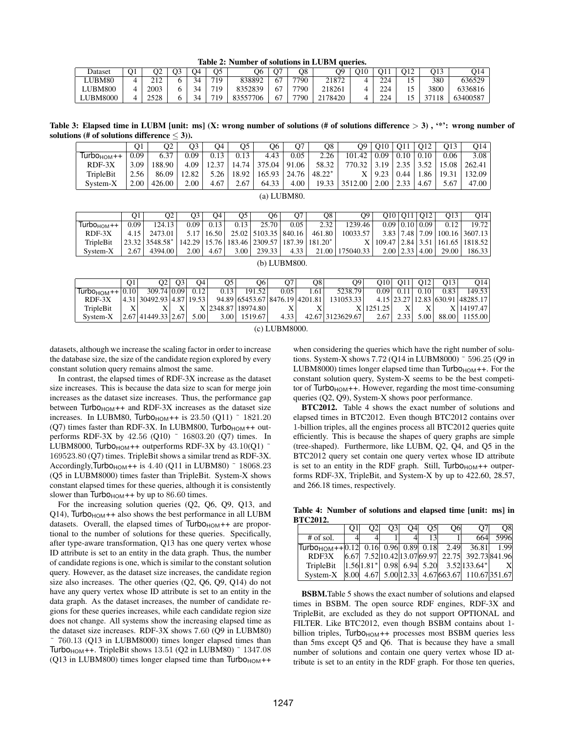**Table 2: Number of solutions in LUBM queries.**

| Dataset | Q1 | Q2 | Q3 | Q4 | Q5 | Q6 | Q7 | Q8 | Q9 | Q10 | Q11 | Q12 | Q13 | Q14 |
|---|---|---|---|---|---|---|---|---|---|---|---|---|---|---|
| LUBM80 | 4 | 212 | 6 | 34 | 719 | 838892 | 67 | 7790 | 21872 | 4 | 224 | 15 | 380 | 636529 |
| LUBM800 | 4 | 2003 | 6 | 34 | 719 | 8352839 | 67 | 7790 | 218261 | 4 | 224 | 15 | 3800 | 6336816 |
| LUBM8000 | 4 | 2528 | 6 | 34 | 719 | 83557706 | 67 | 7790 | 2178420 | 4 | 224 | 15 | 37118 | 63400587 |

**Table 3: Elapsed time in LUBM [unit: ms] (X: wrong number of solutions (# of solutions difference > 3) , '*': wrong number of solutions (# of solutions difference ≤ 3)).**

| | Q1 | Q2 | Q3 | Q4 | Q5 | Q6 | Q7 | Q8 | Q9 | Q10 | Q11 | Q12 | Q13 | Q14 |
|---|---|---|---|---|---|---|---|---|---|---|---|---|---|---|
| Turbo$_{HOM}$++ | 0.09 | 6.37 | 0.09 | 0.13 | 0.13 | 4.43 | 0.05 | 2.26 | 101.42 | 0.09 | 0.10 | 0.10 | 0.06 | 3.08 |
| RDF-3X | 3.09 | 188.90 | 4.09 | 12.37 | 14.74 | 375.04 | 91.06 | 58.32 | 770.32 | 3.19 | 2.35 | 3.52 | 15.08 | 262.41 |
| TripleBit | 2.56 | 86.09 | 12.82 | 5.26 | 18.92 | 165.93 | 24.76 | 48.22* | X | 9.23 | 0.44 | 1.86 | 19.31 | 132.09 |
| System-X | 2.00 | 426.00 | 2.00 | 4.67 | 2.67 | 64.33 | 4.00 | 19.33 | 3512.00 | 2.00 | 2.33 | 4.67 | 5.67 | 47.00 |

(a) LUBM80.

| | Q1 | Q2 | Q3 | Q4 | Q5 | Q6 | Q7 | Q8 | Q9 | Q10 | Q11 | Q12 | Q13 | Q14 |
|---|---|---|---|---|---|---|---|---|---|---|---|---|---|---|
| Turbo$_{HOM}$++ | 0.09 | 124.13 | 0.09 | 0.13 | 0.13 | 25.70 | 0.05 | 2.32 | 1239.46 | 0.09 | 0.10 | 0.09 | 0.12 | 19.72 |
| RDF-3X | 4.15 | 2473.01 | 5.17 | 16.50 | 25.02 | 5103.35 | 840.16 | 461.80 | 10033.57 | 3.83 | 7.48 | 7.09 | 100.16 | 3607.13 |
| TripleBit | 23.32 | 3548.58* | 142.29 | 15.76 | 183.46 | 2309.57 | 187.39 | 181.20* | X | 109.47 | 2.84 | 3.51 | 161.65 | 1818.52 |
| System-X | 2.67 | 4394.00 | 2.00 | 4.67 | 3.00 | 239.33 | 4.33 | 21.00 | 175040.33 | 2.00 | 2.33 | 4.00 | 29.00 | 186.33 |

(b) LUBM800.

| | Q1 | Q2 | Q3 | Q4 | Q5 | Q6 | Q7 | Q8 | Q9 | Q10 | Q11 | Q12 | Q13 | Q14 |
|---|---|---|---|---|---|---|---|---|---|---|---|---|---|---|
| Turbo$_{HOM}$++ | 0.10 | 309.74 | 0.09 | 0.12 | 0.13 | 191.52 | 0.05 | 1.61 | 5238.79 | 0.09 | 0.11 | 0.10 | 0.83 | 149.53 |
| RDF-3X | 4.31 | 30492.93 | 4.87 | 19.53 | 94.89 | 65453.67 | 8476.19 | 4201.81 | 131053.33 | 4.15 | 23.27 | 12.83 | 630.91 | 48285.17 |
| TripleBit | X | X | X | X | 2348.87 | 18974.80 | X | X | X | 1251.25 | X | X | X | 14197.47 |
| System-X | 2.67 | 41449.33 | 2.67 | 5.00 | 3.00 | 1519.67 | 4.33 | 42.67 | 3123629.67 | 2.67 | 2.33 | 5.00 | 88.00 | 1155.00 |

(c) LUBM8000.

datasets, although we increase the scaling factor in order to increase the database size, the size of the candidate region explored by every constant solution query remains almost the same.

In contrast, the elapsed times of RDF-3X increase as the dataset size increases. This is because the data size to scan for merge join increases as the dataset size increases. Thus, the performance gap between Turbo$_{HOM}$++ and RDF-3X increases as the dataset size increases. In LUBM80, Turbo$_{HOM}$++ is $23.50$ (Q11) ~ $1821.20$ (Q7) times faster than RDF-3X. In LUBM800, Turbo$_{HOM}$++ outperforms RDF-3X by $42.56$ (Q10) ~ $16803.20$ (Q7) times. In LUBM8000, Turbo$_{HOM}$++ outperforms RDF-3X by $43.10$(Q1) ~ $169523.80$ (Q7) times. TripleBit shows a similar trend as RDF-3X. Accordingly,Turbo$_{HOM}$++ is $4.40$ (Q11 in LUBM80) ~ $18068.23$ (Q5 in LUBM8000) times faster than TripleBit. System-X shows constant elapsed times for these queries, although it is consistently slower than Turbo$_{HOM}$++ by up to $86.60$ times.

For the increasing solution queries (Q2, Q6, Q9, Q13, and Q14), Turbo$_{HOM}$++ also shows the best performance in all LUBM datasets. Overall, the elapsed times of Turbo$_{HOM}$++ are proportional to the number of solutions for these queries. Specifically, after type-aware transformation, Q13 has one query vertex whose ID attribute is set to an entity in the data graph. Thus, the number of candidate regions is one, which is similar to the constant solution query. However, as the dataset size increases, the candidate region size also increases. The other queries (Q2, Q6, Q9, Q14) do not have any query vertex whose ID attribute is set to an entity in the data graph. As the dataset increases, the number of candidate regions for these queries increases, while each candidate region size does not change. All systems show the increasing elapsed time as the dataset size increases. RDF-3X shows $7.60$ (Q9 in LUBM80) ~ $760.13$ (Q13 in LUBM8000) times longer elapsed times than Turbo$_{HOM}$++. TripleBit shows $13.51$ (Q2 in LUBM80) ~ $1347.08$ (Q13 in LUBM800) times longer elapsed time than Turbo$_{HOM}$++ when considering the queries which have the right number of solutions. System-X shows $7.72$ (Q14 in LUBM8000) ~ $596.25$ (Q9 in LUBM8000) times longer elapsed time than Turbo$_{HOM}$++. For the constant solution query, System-X seems to be the best competitor of Turbo$_{HOM}$++. However, regarding the most time-consuming queries (Q2, Q9), System-X shows poor performance.

**BTC2012.** Table 4 shows the exact number of solutions and elapsed times in BTC2012. Even though BTC2012 contains over 1-billion triples, all the engines process all BTC2012 queries quite efficiently. This is because the shapes of query graphs are simple (tree-shaped). Furthermore, like LUBM, Q2, Q4, and Q5 in the BTC2012 query set contain one query vertex whose ID attribute is set to an entity in the RDF graph. Still, Turbo$_{HOM}$++ outperforms RDF-3X, TripleBit, and System-X by up to 422.60, 28.57, and 266.18 times, respectively.

**Table 4: Number of solutions and elapsed time [unit: ms] in BTC2012.**

| | Q1 | Q2 | Q3 | Q4 | Q5 | Q6 | Q7 | Q8 |
|---|---|---|---|---|---|---|---|---|
| # of sol. | 4 | 4 | 1 | 4 | 13 | 1 | 664 | 5996 |
| Turbo$_{HOM}$++ | 0.12 | 0.16 | 0.96 | 0.89 | 0.18 | 2.49 | 36.81 | 1.99 |
| RDF3X | 6.67 | 7.52 | 10.42 | 13.07 | 69.97 | 22.75 | 392.73 | 841.96 |
| TripleBit | 1.56 | 1.81* | 0.98 | 6.94 | 5.20 | 3.52 | 133.64* | X |
| System-X | 8.00 | 4.67 | 5.00 | 12.33 | 4.67 | 663.67 | 110.67 | 351.67 |

**BSBM.**Table 5 shows the exact number of solutions and elapsed times in BSBM. The open source RDF engines, RDF-3X and TripleBit, are excluded as they do not support OPTIONAL and FILTER. Like BTC2012, even though BSBM contains about 1-billion triples, Turbo$_{HOM}$++ processes most BSBM queries less than 5ms except Q5 and Q6. That is because they have a small number of solutions and contain one query vertex whose ID attribute is set to an entity in the RDF graph. For those ten queries,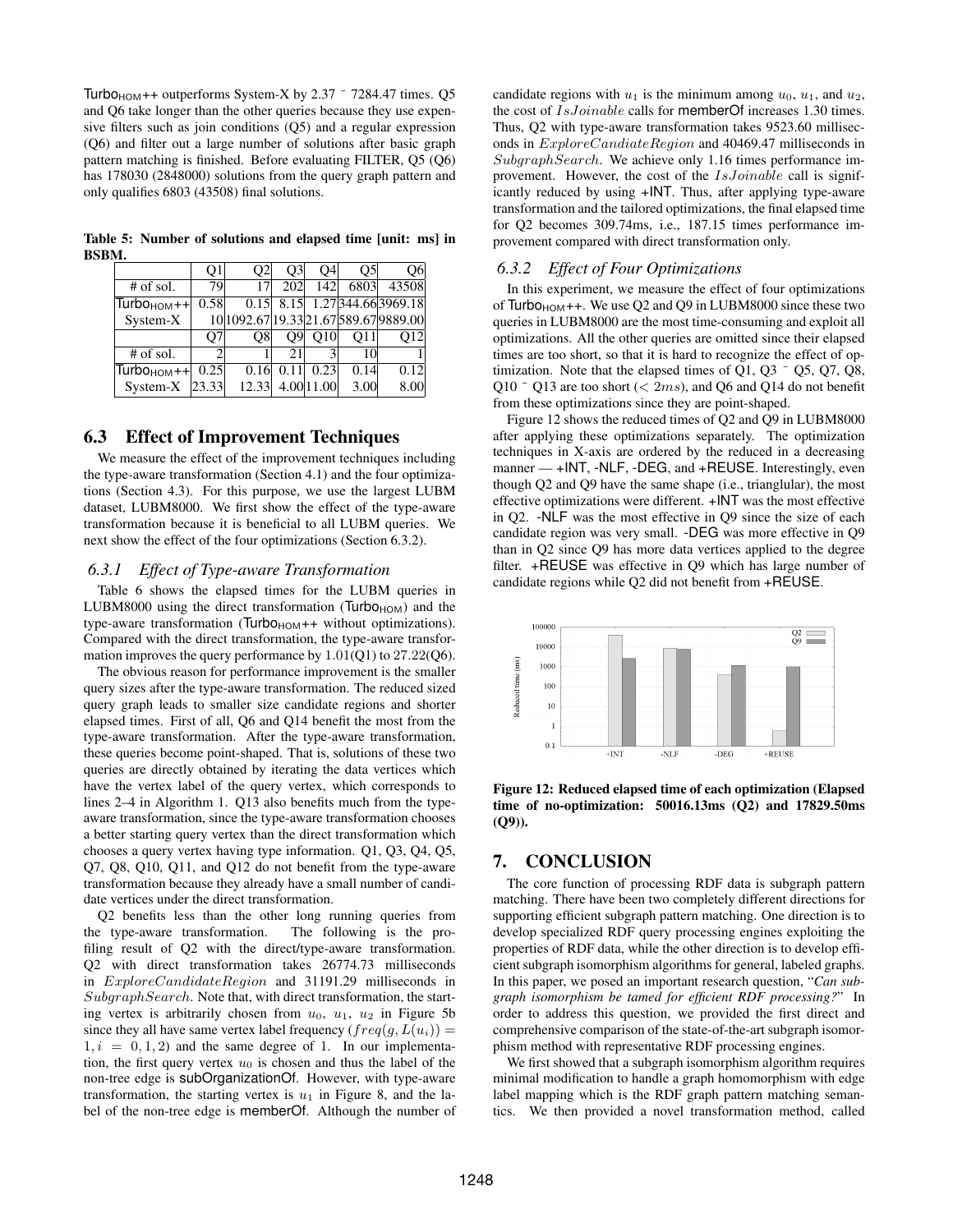Turbo$_{\text{HOM}}$++ outperforms System-X by 2.37 ˜ 7284.47 times. Q5 and Q6 take longer than the other queries because they use expensive filters such as join conditions (Q5) and a regular expression (Q6) and filter out a large number of solutions after basic graph pattern matching is finished. Before evaluating FILTER, Q5 (Q6) has 178030 (2848000) solutions from the query graph pattern and only qualifies 6803 (43508) final solutions.

**Table 5: Number of solutions and elapsed time [unit: ms] in BSBM.**

| | Q1 | Q2 | Q3 | Q4 | Q5 | Q6 |
|---|---|---|---|---|---|---|
| # of sol. | 79 | 17 | 202 | 142 | 6803 | 43508 |
| Turbo$_{\text{HOM}}$++ | 0.58 | 0.15 | 8.15 | 1.27 | 344.66 | 3969.18 |
| System-X | 10 | 1092.67 | 19.33 | 21.67 | 589.67 | 9889.00 |
| | Q7 | Q8 | Q9 | Q10 | Q11 | Q12 |
| # of sol. | 2 | 1 | 21 | 3 | 10 | 1 |
| Turbo$_{\text{HOM}}$++ | 0.25 | 0.16 | 0.11 | 0.23 | 0.14 | 0.12 |
| System-X | 23.33 | 12.33 | 4.00 | 11.00 | 3.00 | 8.00 |

## 6.3 Effect of Improvement Techniques

We measure the effect of the improvement techniques including the type-aware transformation (Section 4.1) and the four optimizations (Section 4.3). For this purpose, we use the largest LUBM dataset, LUBM8000. We first show the effect of the type-aware transformation because it is beneficial to all LUBM queries. We next show the effect of the four optimizations (Section 6.3.2).

### 6.3.1 Effect of Type-aware Transformation

Table 6 shows the elapsed times for the LUBM queries in LUBM8000 using the direct transformation (Turbo$_{\text{HOM}}$) and the type-aware transformation (Turbo$_{\text{HOM}}$++ without optimizations). Compared with the direct transformation, the type-aware transformation improves the query performance by 1.01(Q1) to 27.22(Q6).

The obvious reason for performance improvement is the smaller query sizes after the type-aware transformation. The reduced sized query graph leads to smaller size candidate regions and shorter elapsed times. First of all, Q6 and Q14 benefit the most from the type-aware transformation. After the type-aware transformation, these queries become point-shaped. That is, solutions of these two queries are directly obtained by iterating the data vertices which have the vertex label of the query vertex, which corresponds to lines 2–4 in Algorithm 1. Q13 also benefits much from the type-aware transformation, since the type-aware transformation chooses a better starting query vertex than the direct transformation which chooses a query vertex having type information. Q1, Q3, Q4, Q5, Q7, Q8, Q10, Q11, and Q12 do not benefit from the type-aware transformation because they already have a small number of candidate vertices under the direct transformation.

Q2 benefits less than the other long running queries from the type-aware transformation. The following is the profiling result of Q2 with the direct/type-aware transformation. Q2 with direct transformation takes 26774.73 milliseconds in $ExploreCandidateRegion$ and 31191.29 milliseconds in $SubgraphSearch$. Note that, with direct transformation, the starting vertex is arbitrarily chosen from $u_0$, $u_1$, $u_2$ in Figure 5b since they all have same vertex label frequency ($freq(g, L(u_i)) = 1, i = 0, 1, 2$) and the same degree of 1. In our implementation, the first query vertex $u_0$ is chosen and thus the label of the non-tree edge is subOrganizationOf. However, with type-aware transformation, the starting vertex is $u_1$ in Figure 8, and the label of the non-tree edge is memberOf. Although the number of candidate regions with $u_1$ is the minimum among $u_0$, $u_1$, and $u_2$, the cost of $IsJoinable$ calls for memberOf increases 1.30 times. Thus, Q2 with type-aware transformation takes 9523.60 milliseconds in $ExploreCandiateRegion$ and 40469.47 milliseconds in $SubgraphSearch$. We achieve only 1.16 times performance improvement. However, the cost of the $IsJoinable$ call is significantly reduced by using +INT. Thus, after applying type-aware transformation and the tailored optimizations, the final elapsed time for Q2 becomes 309.74ms, i.e., 187.15 times performance improvement compared with direct transformation only.

### 6.3.2 Effect of Four Optimizations

In this experiment, we measure the effect of four optimizations of Turbo$_{\text{HOM}}$++. We use Q2 and Q9 in LUBM8000 since these two queries in LUBM8000 are the most time-consuming and exploit all optimizations. All the other queries are omitted since their elapsed times are too short, so that it is hard to recognize the effect of optimization. Note that the elapsed times of Q1, Q3 ˜ Q5, Q7, Q8, Q10 ˜ Q13 are too short ($< 2ms$), and Q6 and Q14 do not benefit from these optimizations since they are point-shaped.

Figure 12 shows the reduced times of Q2 and Q9 in LUBM8000 after applying these optimizations separately. The optimization techniques in X-axis are ordered by the reduced in a decreasing manner — +INT, -NLF, -DEG, and +REUSE. Interestingly, even though Q2 and Q9 have the same shape (i.e., trianglular), the most effective optimizations were different. +INT was the most effective in Q2. -NLF was the most effective in Q9 since the size of each candidate region was very small. -DEG was more effective in Q9 than in Q2 since Q9 has more data vertices applied to the degree filter. +REUSE was effective in Q9 which has large number of candidate regions while Q2 did not benefit from +REUSE.

**Figure 12: Reduced elapsed time of each optimization (Elapsed time of no-optimization: 50016.13ms (Q2) and 17829.50ms (Q9)).**

## 7. CONCLUSION

The core function of processing RDF data is subgraph pattern matching. There have been two completely different directions for supporting efficient subgraph pattern matching. One direction is to develop specialized RDF query processing engines exploiting the properties of RDF data, while the other direction is to develop efficient subgraph isomorphism algorithms for general, labeled graphs. In this paper, we posed an important research question, "*Can subgraph isomorphism be tamed for efficient RDF processing?*" In order to address this question, we provided the first direct and comprehensive comparison of the state-of-the-art subgraph isomorphism method with representative RDF processing engines.

We first showed that a subgraph isomorphism algorithm requires minimal modification to handle a graph homomorphism with edge label mapping which is the RDF graph pattern matching semantics. We then provided a novel transformation method, called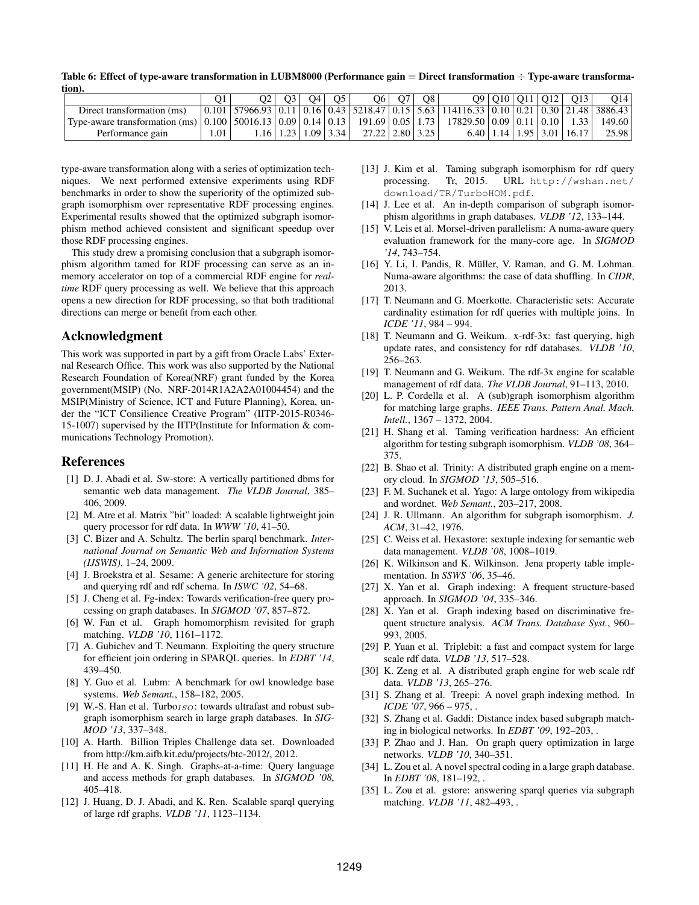**Table 6: Effect of type-aware transformation in LUBM8000 (Performance gain = Direct transformation ÷ Type-aware transformation).**

| | Q1 | Q2 | Q3 | Q4 | Q5 | Q6 | Q7 | Q8 | Q9 | Q10 | Q11 | Q12 | Q13 | Q14 |
|---|---|---|---|---|---|---|---|---|---|---|---|---|---|---|
| Direct transformation (ms) | 0.101 | 57966.93 | 0.11 | 0.16 | 0.43 | 5218.47 | 0.15 | 5.63 | 114116.33 | 0.10 | 0.21 | 0.30 | 21.48 | 3886.43 |
| Type-aware transformation (ms) | 0.100 | 50016.13 | 0.09 | 0.14 | 0.13 | 191.69 | 0.05 | 1.73 | 17829.50 | 0.09 | 0.11 | 0.10 | 1.33 | 149.60 |
| Performance gain | 1.01 | 1.16 | 1.23 | 1.09 | 3.34 | 27.22 | 2.80 | 3.25 | 6.40 | 1.14 | 1.95 | 3.01 | 16.17 | 25.98 |

type-aware transformation along with a series of optimization techniques. We next performed extensive experiments using RDF benchmarks in order to show the superiority of the optimized subgraph isomorphism over representative RDF processing engines. Experimental results showed that the optimized subgraph isomorphism method achieved consistent and significant speedup over those RDF processing engines.

This study drew a promising conclusion that a subgraph isomorphism algorithm tamed for RDF processing can serve as an in-memory accelerator on top of a commercial RDF engine for *real-time* RDF query processing as well. We believe that this approach opens a new direction for RDF processing, so that both traditional directions can merge or benefit from each other.

## Acknowledgment

This work was supported in part by a gift from Oracle Labs' External Research Office. This work was also supported by the National Research Foundation of Korea(NRF) grant funded by the Korea government(MSIP) (No. NRF-2014R1A2A2A01004454) and the MSIP(Ministry of Science, ICT and Future Planning), Korea, under the "ICT Consilience Creative Program" (IITP-2015-R0346-15-1007) supervised by the IITP(Institute for Information & communications Technology Promotion).

## References

[1] D. J. Abadi et al. Sw-store: A vertically partitioned dbms for semantic web data management. *The VLDB Journal*, 385–406, 2009.

[2] M. Atre et al. Matrix "bit" loaded: A scalable lightweight join query processor for rdf data. In *WWW '10*, 41–50.

[3] C. Bizer and A. Schultz. The berlin sparql benchmark. *International Journal on Semantic Web and Information Systems (IJSWIS)*, 1–24, 2009.

[4] J. Broekstra et al. Sesame: A generic architecture for storing and querying rdf and rdf schema. In *ISWC '02*, 54–68.

[5] J. Cheng et al. Fg-index: Towards verification-free query processing on graph databases. In *SIGMOD '07*, 857–872.

[6] W. Fan et al. Graph homomorphism revisited for graph matching. *VLDB '10*, 1161–1172.

[7] A. Gubichev and T. Neumann. Exploiting the query structure for efficient join ordering in SPARQL queries. In *EDBT '14*, 439–450.

[8] Y. Guo et al. Lubm: A benchmark for owl knowledge base systems. *Web Semant.*, 158–182, 2005.

[9] W.-S. Han et al. Turbo$_{ISO}$: towards ultrafast and robust subgraph isomorphism search in large graph databases. In *SIGMOD '13*, 337–348.

[10] A. Harth. Billion Triples Challenge data set. Downloaded from http://km.aifb.kit.edu/projects/btc-2012/, 2012.

[11] H. He and A. K. Singh. Graphs-at-a-time: Query language and access methods for graph databases. In *SIGMOD '08*, 405–418.

[12] J. Huang, D. J. Abadi, and K. Ren. Scalable sparql querying of large rdf graphs. *VLDB '11*, 1123–1134.

[13] J. Kim et al. Taming subgraph isomorphism for rdf query processing. Tr, 2015. URL http://wshan.net/download/TR/TurboHOM.pdf.

[14] J. Lee et al. An in-depth comparison of subgraph isomorphism algorithms in graph databases. *VLDB '12*, 133–144.

[15] V. Leis et al. Morsel-driven parallelism: A numa-aware query evaluation framework for the many-core age. In *SIGMOD '14*, 743–754.

[16] Y. Li, I. Pandis, R. Müller, V. Raman, and G. M. Lohman. Numa-aware algorithms: the case of data shuffling. In *CIDR*, 2013.

[17] T. Neumann and G. Moerkotte. Characteristic sets: Accurate cardinality estimation for rdf queries with multiple joins. In *ICDE '11*, 984 – 994.

[18] T. Neumann and G. Weikum. x-rdf-3x: fast querying, high update rates, and consistency for rdf databases. *VLDB '10*, 256–263.

[19] T. Neumann and G. Weikum. The rdf-3x engine for scalable management of rdf data. *The VLDB Journal*, 91–113, 2010.

[20] L. P. Cordella et al. A (sub)graph isomorphism algorithm for matching large graphs. *IEEE Trans. Pattern Anal. Mach. Intell.*, 1367 – 1372, 2004.

[21] H. Shang et al. Taming verification hardness: An efficient algorithm for testing subgraph isomorphism. *VLDB '08*, 364–375.

[22] B. Shao et al. Trinity: A distributed graph engine on a memory cloud. In *SIGMOD '13*, 505–516.

[23] F. M. Suchanek et al. Yago: A large ontology from wikipedia and wordnet. *Web Semant.*, 203–217, 2008.

[24] J. R. Ullmann. An algorithm for subgraph isomorphism. *J. ACM*, 31–42, 1976.

[25] C. Weiss et al. Hexastore: sextuple indexing for semantic web data management. *VLDB '08*, 1008–1019.

[26] K. Wilkinson and K. Wilkinson. Jena property table implementation. In *SSWS '06*, 35–46.

[27] X. Yan et al. Graph indexing: A frequent structure-based approach. In *SIGMOD '04*, 335–346.

[28] X. Yan et al. Graph indexing based on discriminative frequent structure analysis. *ACM Trans. Database Syst.*, 960–993, 2005.

[29] P. Yuan et al. Triplebit: a fast and compact system for large scale rdf data. *VLDB '13*, 517–528.

[30] K. Zeng et al. A distributed graph engine for web scale rdf data. *VLDB '13*, 265–276.

[31] S. Zhang et al. Treepi: A novel graph indexing method. In *ICDE '07*, 966 – 975, .

[32] S. Zhang et al. Gaddi: Distance index based subgraph matching in biological networks. In *EDBT '09*, 192–203, .

[33] P. Zhao and J. Han. On graph query optimization in large networks. *VLDB '10*, 340–351.

[34] L. Zou et al. A novel spectral coding in a large graph database. In *EDBT '08*, 181–192, .

[35] L. Zou et al. gstore: answering sparql queries via subgraph matching. *VLDB '11*, 482–493, .